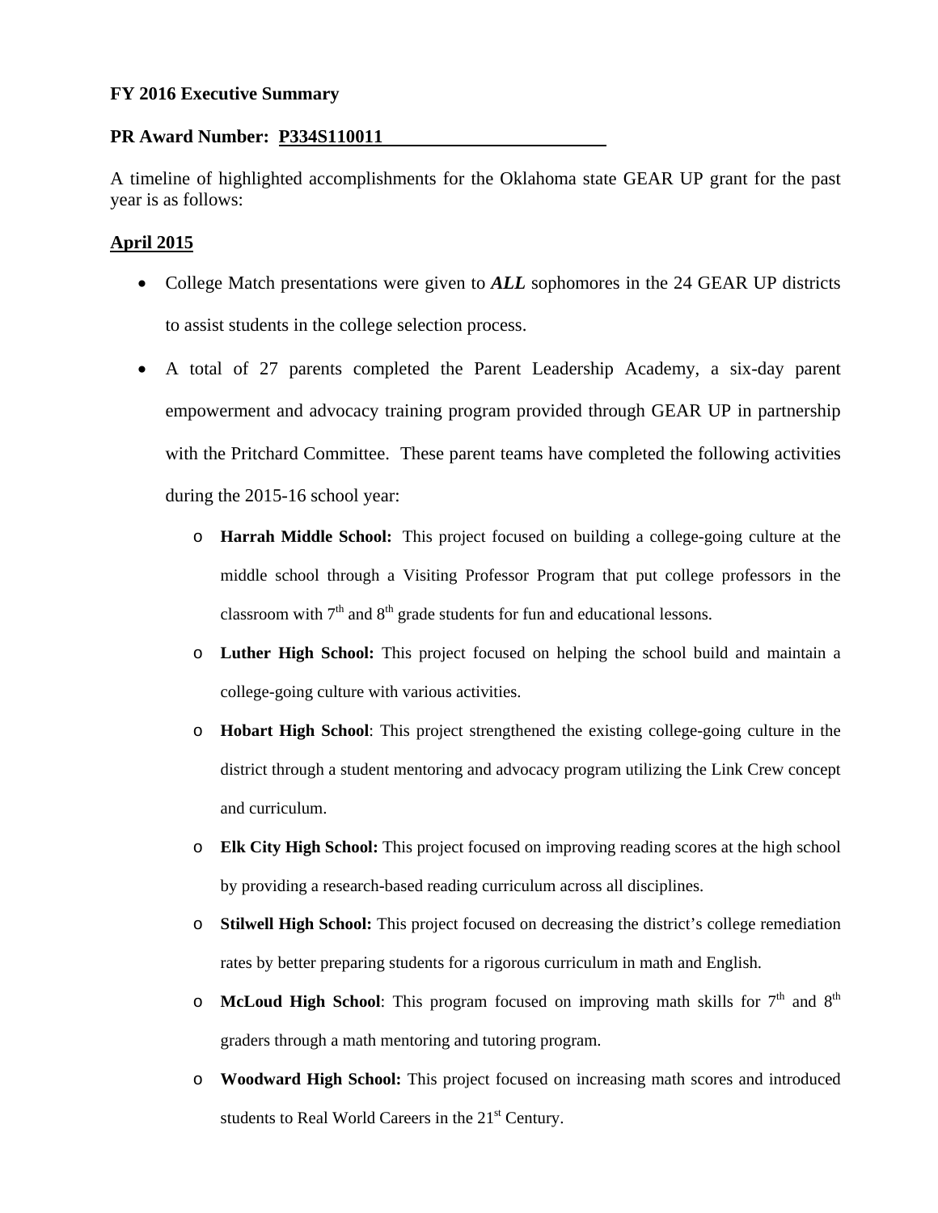**FY 2016 Executive Summary**

**PR Award Number: P334S110011**

A timeline of highlighted accomplishments for the Oklahoma state GEAR UP grant for the past year is as follows:

**April 2015**

- College Match presentations were given to ***ALL*** sophomores in the 24 GEAR UP districts to assist students in the college selection process.
- A total of 27 parents completed the Parent Leadership Academy, a six-day parent empowerment and advocacy training program provided through GEAR UP in partnership with the Pritchard Committee. These parent teams have completed the following activities during the 2015-16 school year:
  - **Harrah Middle School:** This project focused on building a college-going culture at the middle school through a Visiting Professor Program that put college professors in the classroom with 7th and 8th grade students for fun and educational lessons.
  - **Luther High School:** This project focused on helping the school build and maintain a college-going culture with various activities.
  - **Hobart High School**: This project strengthened the existing college-going culture in the district through a student mentoring and advocacy program utilizing the Link Crew concept and curriculum.
  - **Elk City High School:** This project focused on improving reading scores at the high school by providing a research-based reading curriculum across all disciplines.
  - **Stilwell High School:** This project focused on decreasing the district's college remediation rates by better preparing students for a rigorous curriculum in math and English.
  - **McLoud High School**: This program focused on improving math skills for 7th and 8th graders through a math mentoring and tutoring program.
  - **Woodward High School:** This project focused on increasing math scores and introduced students to Real World Careers in the 21st Century.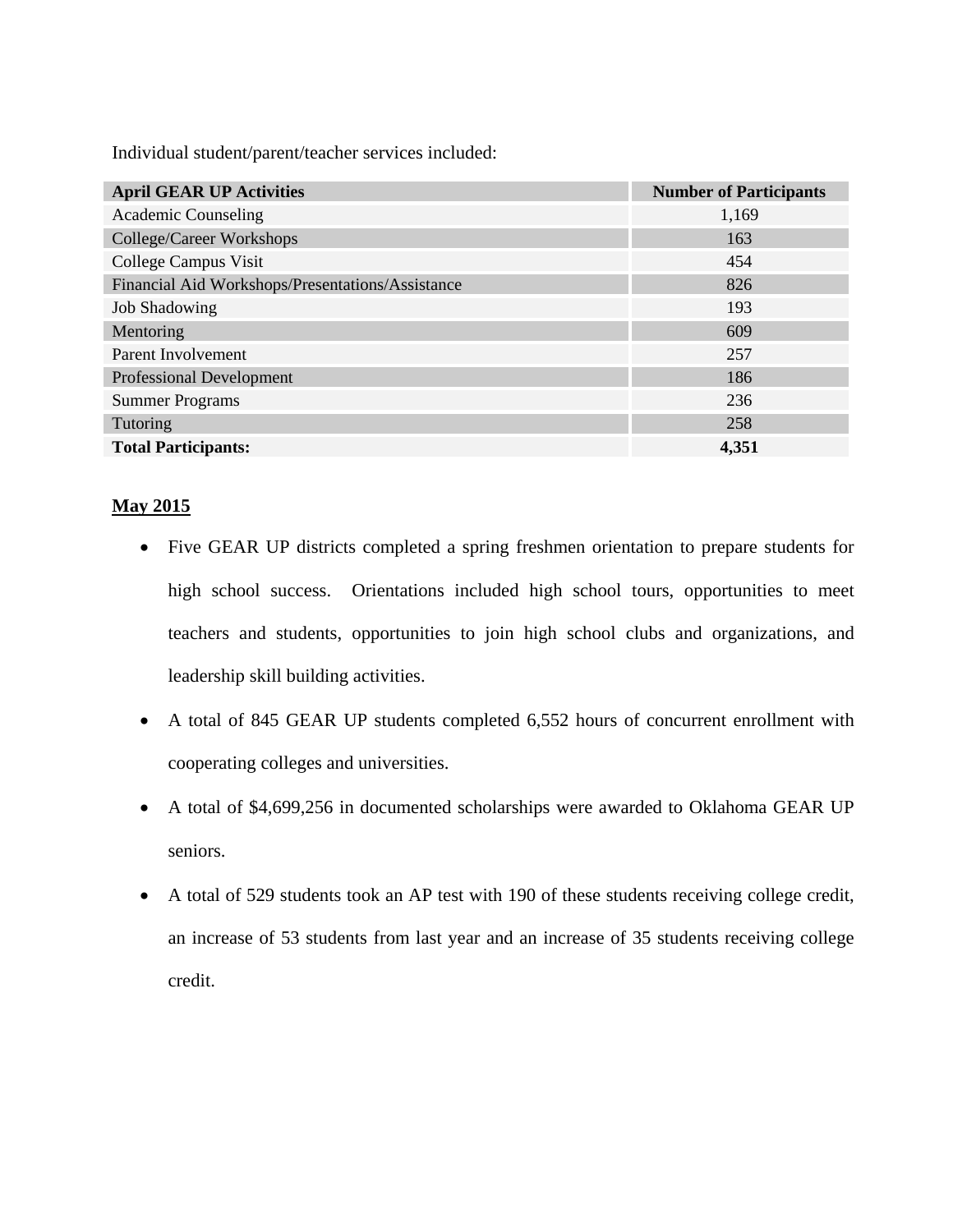Individual student/parent/teacher services included:

| April GEAR UP Activities | Number of Participants |
| --- | --- |
| Academic Counseling | 1,169 |
| College/Career Workshops | 163 |
| College Campus Visit | 454 |
| Financial Aid Workshops/Presentations/Assistance | 826 |
| Job Shadowing | 193 |
| Mentoring | 609 |
| Parent Involvement | 257 |
| Professional Development | 186 |
| Summer Programs | 236 |
| Tutoring | 258 |
| **Total Participants:** | **4,351** |

**May 2015**

- Five GEAR UP districts completed a spring freshmen orientation to prepare students for high school success. Orientations included high school tours, opportunities to meet teachers and students, opportunities to join high school clubs and organizations, and leadership skill building activities.
- A total of 845 GEAR UP students completed 6,552 hours of concurrent enrollment with cooperating colleges and universities.
- A total of $4,699,256 in documented scholarships were awarded to Oklahoma GEAR UP seniors.
- A total of 529 students took an AP test with 190 of these students receiving college credit, an increase of 53 students from last year and an increase of 35 students receiving college credit.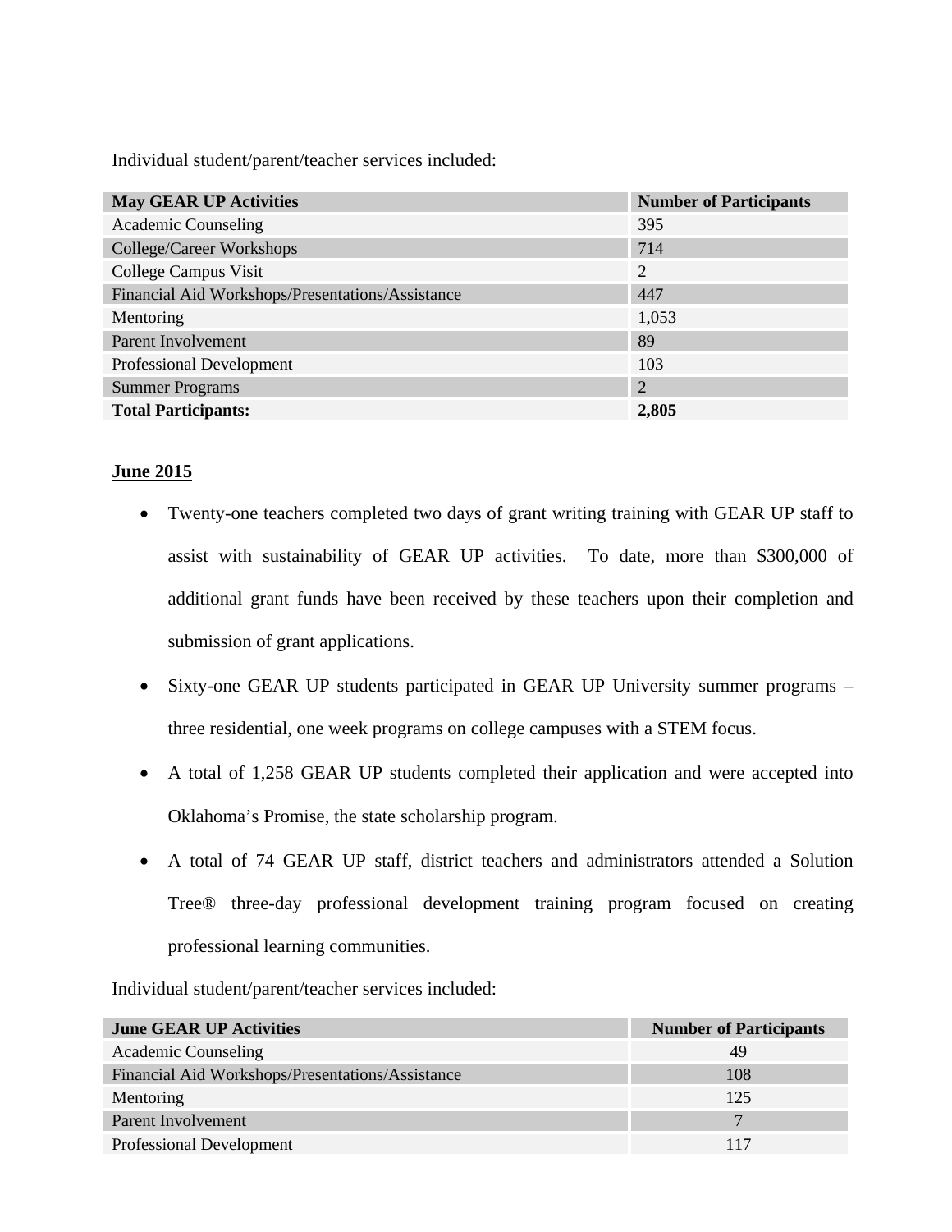Individual student/parent/teacher services included:

| May GEAR UP Activities | Number of Participants |
|---|---|
| Academic Counseling | 395 |
| College/Career Workshops | 714 |
| College Campus Visit | 2 |
| Financial Aid Workshops/Presentations/Assistance | 447 |
| Mentoring | 1,053 |
| Parent Involvement | 89 |
| Professional Development | 103 |
| Summer Programs | 2 |
| **Total Participants:** | **2,805** |

**June 2015**

- Twenty-one teachers completed two days of grant writing training with GEAR UP staff to assist with sustainability of GEAR UP activities. To date, more than $300,000 of additional grant funds have been received by these teachers upon their completion and submission of grant applications.
- Sixty-one GEAR UP students participated in GEAR UP University summer programs – three residential, one week programs on college campuses with a STEM focus.
- A total of 1,258 GEAR UP students completed their application and were accepted into Oklahoma's Promise, the state scholarship program.
- A total of 74 GEAR UP staff, district teachers and administrators attended a Solution Tree® three-day professional development training program focused on creating professional learning communities.

Individual student/parent/teacher services included:

| June GEAR UP Activities | Number of Participants |
|---|---|
| Academic Counseling | 49 |
| Financial Aid Workshops/Presentations/Assistance | 108 |
| Mentoring | 125 |
| Parent Involvement | 7 |
| Professional Development | 117 |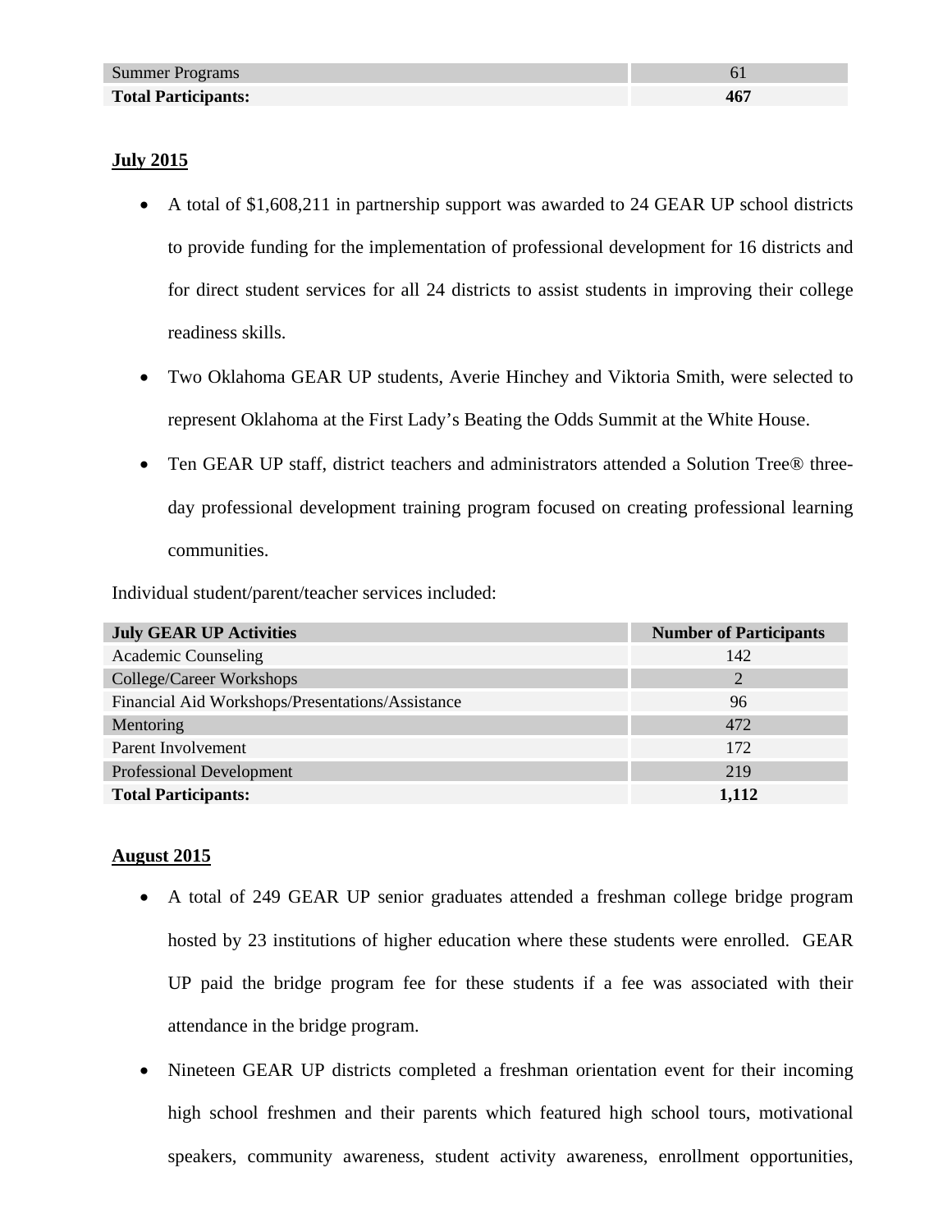| Summer Programs | 61 |
|---|---|
| **Total Participants:** | **467** |

**July 2015**

- A total of $1,608,211 in partnership support was awarded to 24 GEAR UP school districts to provide funding for the implementation of professional development for 16 districts and for direct student services for all 24 districts to assist students in improving their college readiness skills.
- Two Oklahoma GEAR UP students, Averie Hinchey and Viktoria Smith, were selected to represent Oklahoma at the First Lady's Beating the Odds Summit at the White House.
- Ten GEAR UP staff, district teachers and administrators attended a Solution Tree® three-day professional development training program focused on creating professional learning communities.

Individual student/parent/teacher services included:

| July GEAR UP Activities | Number of Participants |
|---|---|
| Academic Counseling | 142 |
| College/Career Workshops | 2 |
| Financial Aid Workshops/Presentations/Assistance | 96 |
| Mentoring | 472 |
| Parent Involvement | 172 |
| Professional Development | 219 |
| **Total Participants:** | **1,112** |

**August 2015**

- A total of 249 GEAR UP senior graduates attended a freshman college bridge program hosted by 23 institutions of higher education where these students were enrolled. GEAR UP paid the bridge program fee for these students if a fee was associated with their attendance in the bridge program.
- Nineteen GEAR UP districts completed a freshman orientation event for their incoming high school freshmen and their parents which featured high school tours, motivational speakers, community awareness, student activity awareness, enrollment opportunities,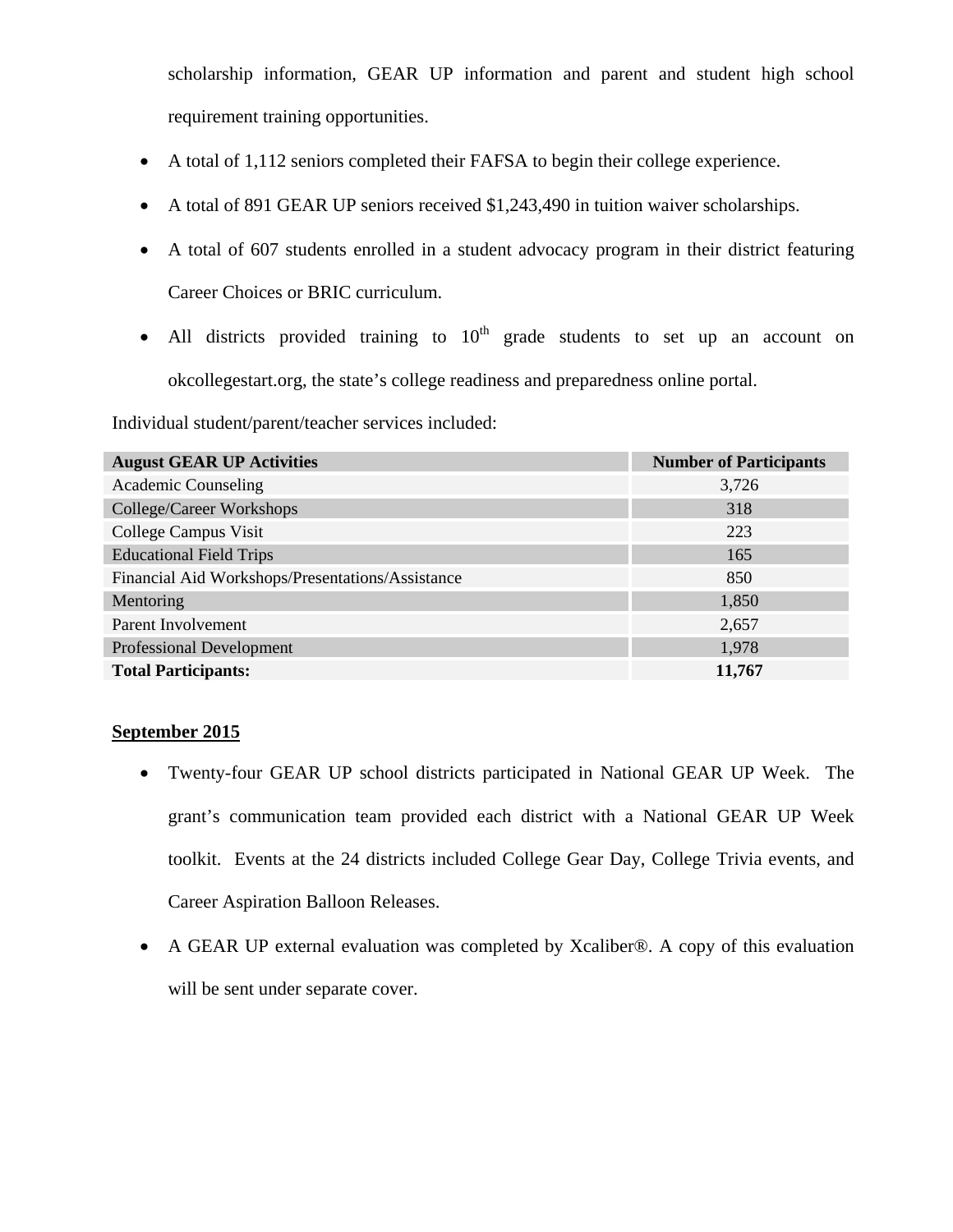scholarship information, GEAR UP information and parent and student high school requirement training opportunities.

- A total of 1,112 seniors completed their FAFSA to begin their college experience.
- A total of 891 GEAR UP seniors received $1,243,490 in tuition waiver scholarships.
- A total of 607 students enrolled in a student advocacy program in their district featuring Career Choices or BRIC curriculum.
- All districts provided training to 10th grade students to set up an account on okcollegestart.org, the state's college readiness and preparedness online portal.

Individual student/parent/teacher services included:

| August GEAR UP Activities | Number of Participants |
|---|---|
| Academic Counseling | 3,726 |
| College/Career Workshops | 318 |
| College Campus Visit | 223 |
| Educational Field Trips | 165 |
| Financial Aid Workshops/Presentations/Assistance | 850 |
| Mentoring | 1,850 |
| Parent Involvement | 2,657 |
| Professional Development | 1,978 |
| **Total Participants:** | **11,767** |

**September 2015**

- Twenty-four GEAR UP school districts participated in National GEAR UP Week. The grant's communication team provided each district with a National GEAR UP Week toolkit. Events at the 24 districts included College Gear Day, College Trivia events, and Career Aspiration Balloon Releases.
- A GEAR UP external evaluation was completed by Xcaliber®. A copy of this evaluation will be sent under separate cover.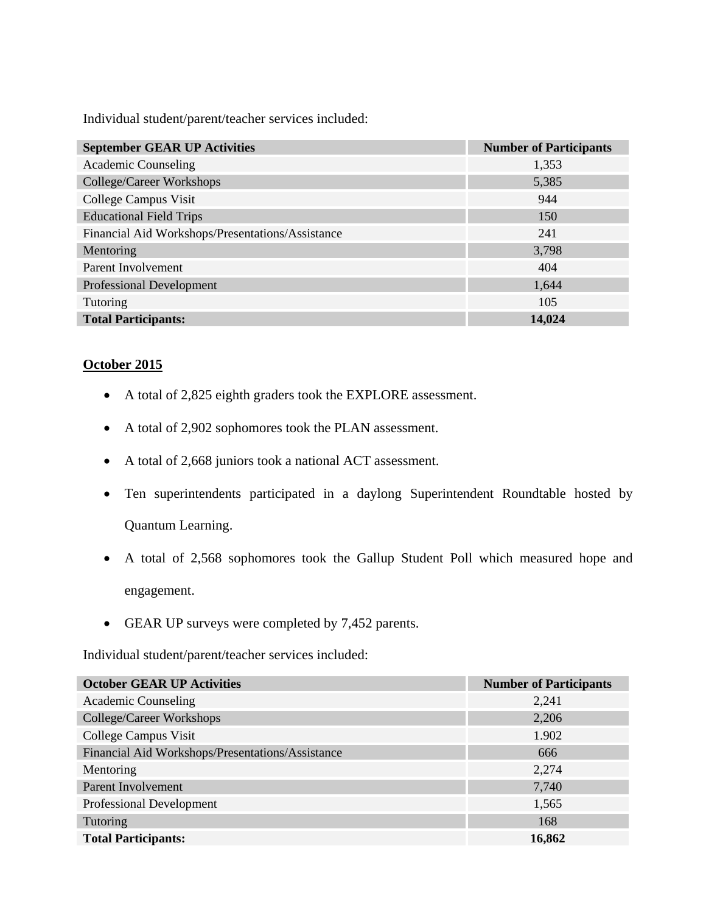Individual student/parent/teacher services included:

| September GEAR UP Activities | Number of Participants |
|---|---|
| Academic Counseling | 1,353 |
| College/Career Workshops | 5,385 |
| College Campus Visit | 944 |
| Educational Field Trips | 150 |
| Financial Aid Workshops/Presentations/Assistance | 241 |
| Mentoring | 3,798 |
| Parent Involvement | 404 |
| Professional Development | 1,644 |
| Tutoring | 105 |
| **Total Participants:** | **14,024** |

**October 2015**

- A total of 2,825 eighth graders took the EXPLORE assessment.
- A total of 2,902 sophomores took the PLAN assessment.
- A total of 2,668 juniors took a national ACT assessment.
- Ten superintendents participated in a daylong Superintendent Roundtable hosted by Quantum Learning.
- A total of 2,568 sophomores took the Gallup Student Poll which measured hope and engagement.
- GEAR UP surveys were completed by 7,452 parents.

Individual student/parent/teacher services included:

| October GEAR UP Activities | Number of Participants |
|---|---|
| Academic Counseling | 2,241 |
| College/Career Workshops | 2,206 |
| College Campus Visit | 1.902 |
| Financial Aid Workshops/Presentations/Assistance | 666 |
| Mentoring | 2,274 |
| Parent Involvement | 7,740 |
| Professional Development | 1,565 |
| Tutoring | 168 |
| **Total Participants:** | **16,862** |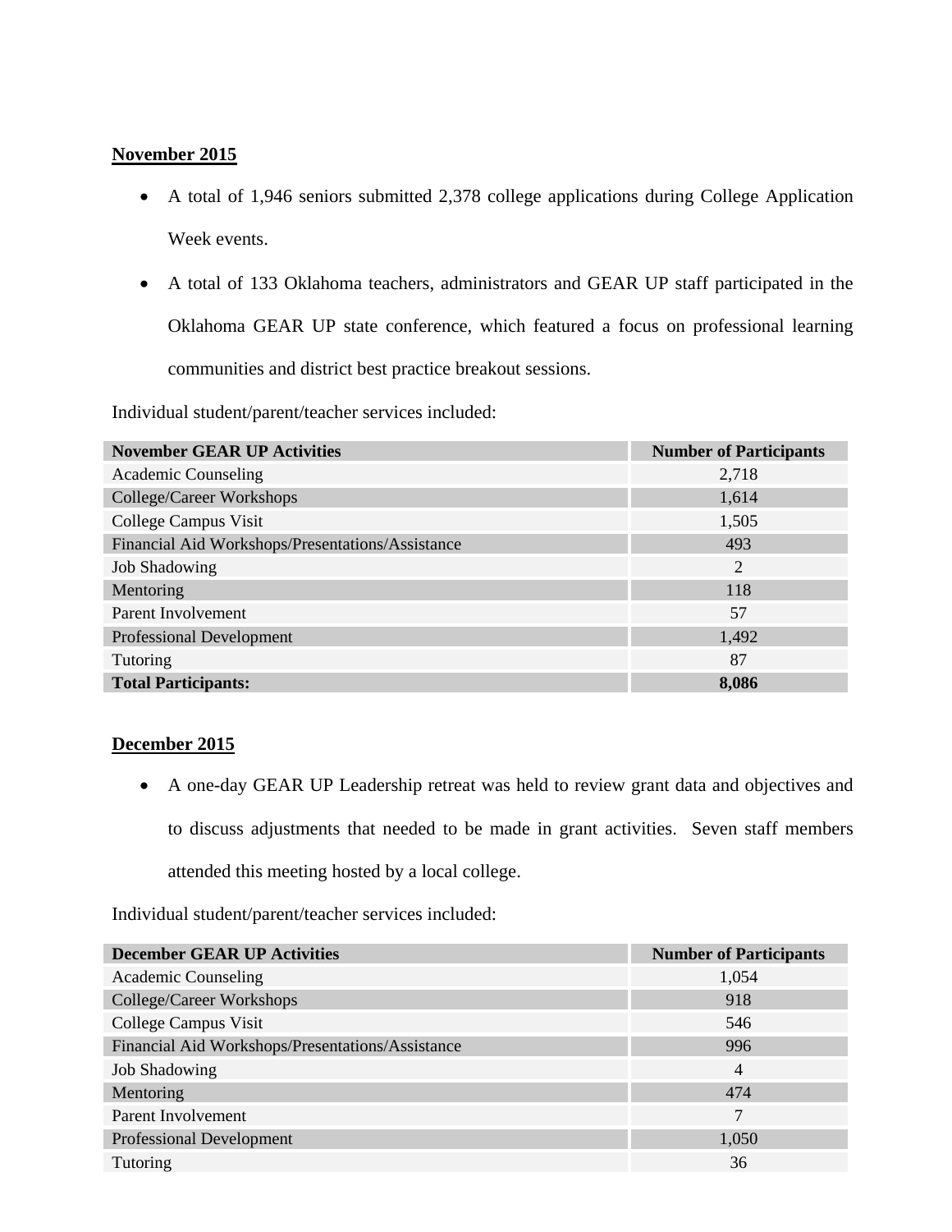**November 2015**

- A total of 1,946 seniors submitted 2,378 college applications during College Application Week events.
- A total of 133 Oklahoma teachers, administrators and GEAR UP staff participated in the Oklahoma GEAR UP state conference, which featured a focus on professional learning communities and district best practice breakout sessions.

Individual student/parent/teacher services included:

| November GEAR UP Activities | Number of Participants |
|---|---|
| Academic Counseling | 2,718 |
| College/Career Workshops | 1,614 |
| College Campus Visit | 1,505 |
| Financial Aid Workshops/Presentations/Assistance | 493 |
| Job Shadowing | 2 |
| Mentoring | 118 |
| Parent Involvement | 57 |
| Professional Development | 1,492 |
| Tutoring | 87 |
| **Total Participants:** | **8,086** |

**December 2015**

- A one-day GEAR UP Leadership retreat was held to review grant data and objectives and to discuss adjustments that needed to be made in grant activities. Seven staff members attended this meeting hosted by a local college.

Individual student/parent/teacher services included:

| December GEAR UP Activities | Number of Participants |
|---|---|
| Academic Counseling | 1,054 |
| College/Career Workshops | 918 |
| College Campus Visit | 546 |
| Financial Aid Workshops/Presentations/Assistance | 996 |
| Job Shadowing | 4 |
| Mentoring | 474 |
| Parent Involvement | 7 |
| Professional Development | 1,050 |
| Tutoring | 36 |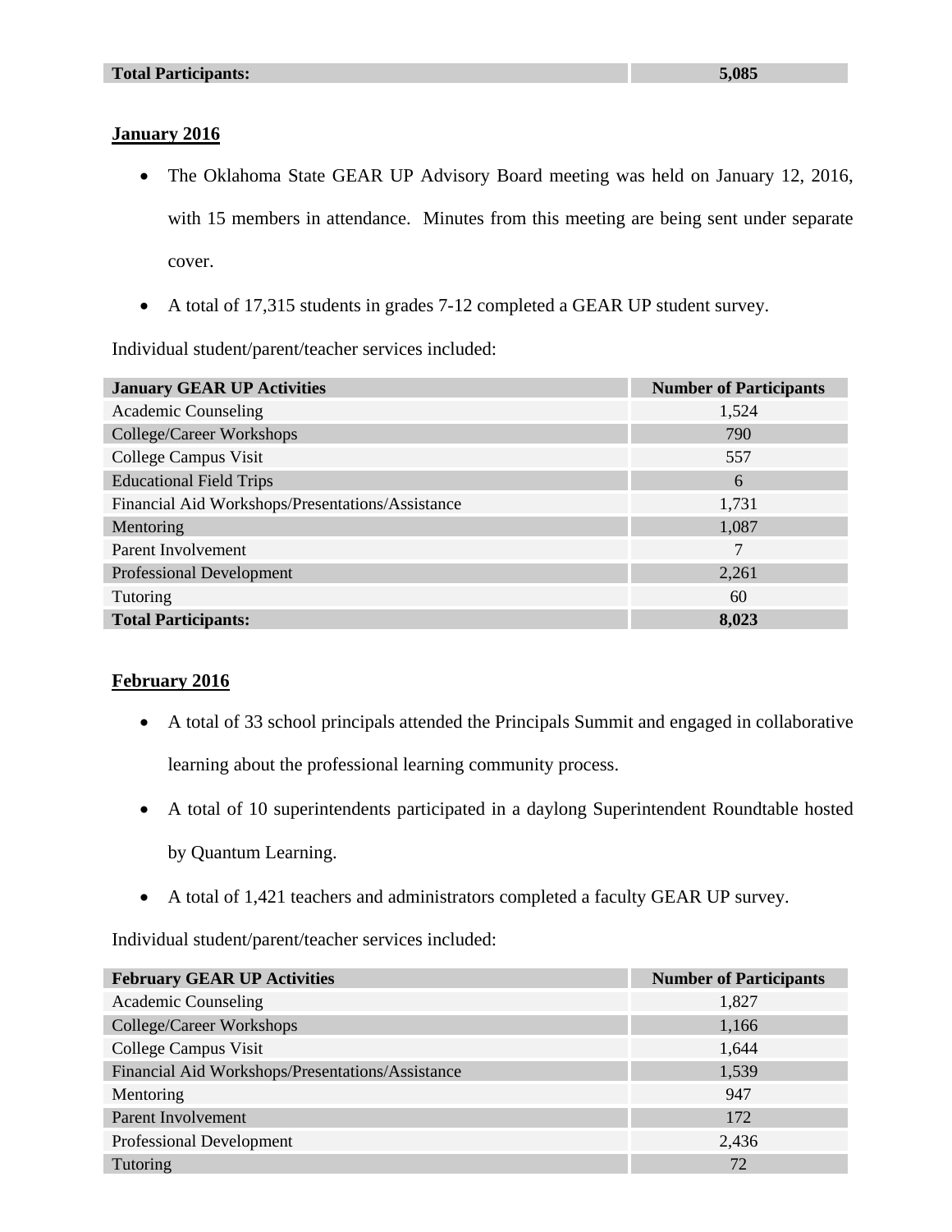| Total Participants: | 5,085 |
|---|---|

**January 2016**

- The Oklahoma State GEAR UP Advisory Board meeting was held on January 12, 2016, with 15 members in attendance. Minutes from this meeting are being sent under separate cover.
- A total of 17,315 students in grades 7-12 completed a GEAR UP student survey.

Individual student/parent/teacher services included:

| January GEAR UP Activities | Number of Participants |
|---|---|
| Academic Counseling | 1,524 |
| College/Career Workshops | 790 |
| College Campus Visit | 557 |
| Educational Field Trips | 6 |
| Financial Aid Workshops/Presentations/Assistance | 1,731 |
| Mentoring | 1,087 |
| Parent Involvement | 7 |
| Professional Development | 2,261 |
| Tutoring | 60 |
| **Total Participants:** | **8,023** |

**February 2016**

- A total of 33 school principals attended the Principals Summit and engaged in collaborative learning about the professional learning community process.
- A total of 10 superintendents participated in a daylong Superintendent Roundtable hosted by Quantum Learning.
- A total of 1,421 teachers and administrators completed a faculty GEAR UP survey.

Individual student/parent/teacher services included:

| February GEAR UP Activities | Number of Participants |
|---|---|
| Academic Counseling | 1,827 |
| College/Career Workshops | 1,166 |
| College Campus Visit | 1,644 |
| Financial Aid Workshops/Presentations/Assistance | 1,539 |
| Mentoring | 947 |
| Parent Involvement | 172 |
| Professional Development | 2,436 |
| Tutoring | 72 |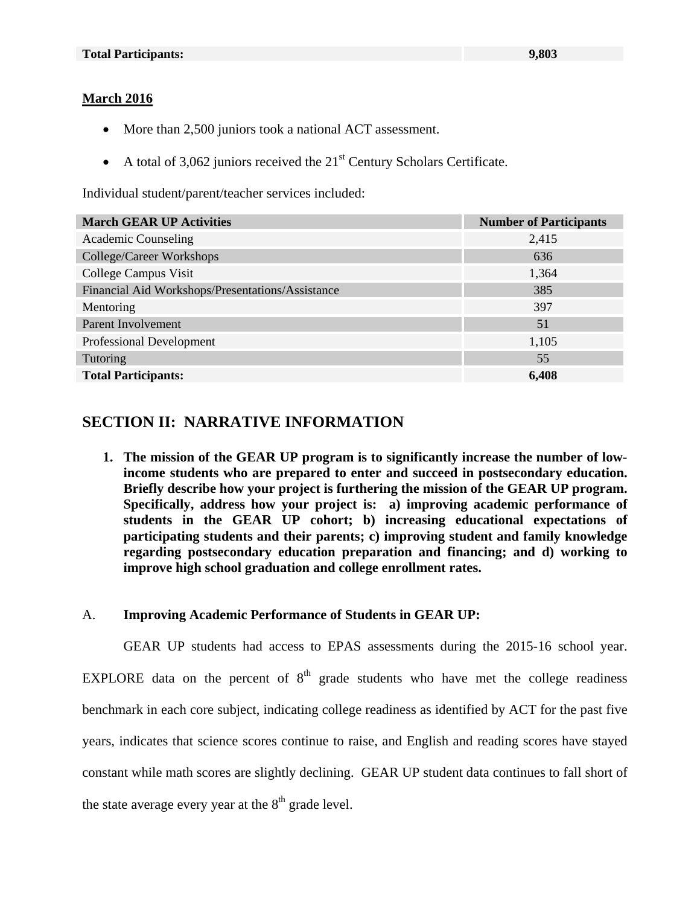| Total Participants: | 9,803 |
|---|---|

**March 2016**

- More than 2,500 juniors took a national ACT assessment.
- A total of 3,062 juniors received the 21st Century Scholars Certificate.

Individual student/parent/teacher services included:

| March GEAR UP Activities | Number of Participants |
|---|---|
| Academic Counseling | 2,415 |
| College/Career Workshops | 636 |
| College Campus Visit | 1,364 |
| Financial Aid Workshops/Presentations/Assistance | 385 |
| Mentoring | 397 |
| Parent Involvement | 51 |
| Professional Development | 1,105 |
| Tutoring | 55 |
| **Total Participants:** | **6,408** |

## SECTION II: NARRATIVE INFORMATION

1. **The mission of the GEAR UP program is to significantly increase the number of low-income students who are prepared to enter and succeed in postsecondary education. Briefly describe how your project is furthering the mission of the GEAR UP program. Specifically, address how your project is: a) improving academic performance of students in the GEAR UP cohort; b) increasing educational expectations of participating students and their parents; c) improving student and family knowledge regarding postsecondary education preparation and financing; and d) working to improve high school graduation and college enrollment rates.**

A. **Improving Academic Performance of Students in GEAR UP:**

GEAR UP students had access to EPAS assessments during the 2015-16 school year. EXPLORE data on the percent of 8th grade students who have met the college readiness benchmark in each core subject, indicating college readiness as identified by ACT for the past five years, indicates that science scores continue to raise, and English and reading scores have stayed constant while math scores are slightly declining. GEAR UP student data continues to fall short of the state average every year at the 8th grade level.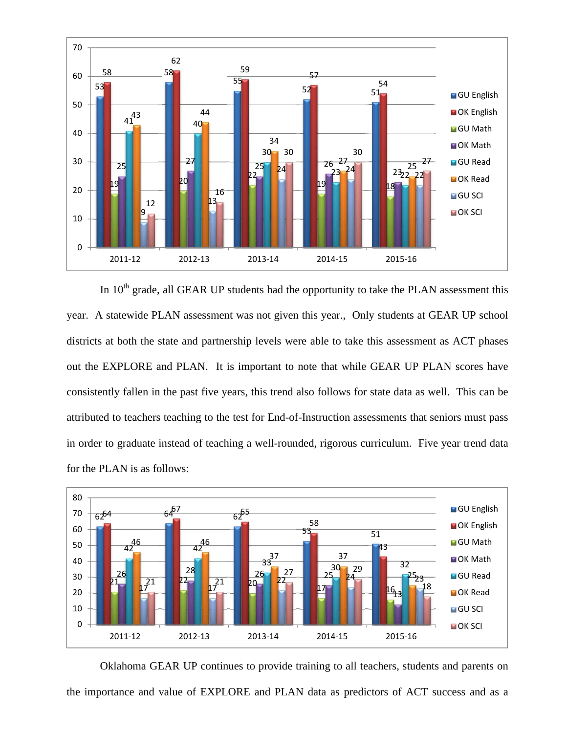| | GU English | OK English | GU Math | OK Math | GU Read | OK Read | GU SCI | OK SCI |
|---|---|---|---|---|---|---|---|---|
| 2011-12 | 53 | 58 | 19 | 25 | 41 | 43 | 9 | 12 |
| 2012-13 | 58 | 62 | 20 | 27 | 40 | 44 | 13 | 16 |
| 2013-14 | 55 | 59 | 22 | 25 | 30 | 34 | 24 | 30 |
| 2014-15 | 52 | 57 | 19 | 26 | 23 | 27 | 24 | 30 |
| 2015-16 | 51 | 54 | 18 | 23 | 22 | 25 | 22 | 27 |

In 10th grade, all GEAR UP students had the opportunity to take the PLAN assessment this year. A statewide PLAN assessment was not given this year., Only students at GEAR UP school districts at both the state and partnership levels were able to take this assessment as ACT phases out the EXPLORE and PLAN. It is important to note that while GEAR UP PLAN scores have consistently fallen in the past five years, this trend also follows for state data as well. This can be attributed to teachers teaching to the test for End-of-Instruction assessments that seniors must pass in order to graduate instead of teaching a well-rounded, rigorous curriculum. Five year trend data for the PLAN is as follows:

| | GU English | OK English | GU Math | OK Math | GU Read | OK Read | GU SCI | OK SCI |
|---|---|---|---|---|---|---|---|---|
| 2011-12 | 62 | 64 | 21 | 26 | 42 | 46 | 17 | 21 |
| 2012-13 | 64 | 67 | 22 | 28 | 42 | 46 | 17 | 21 |
| 2013-14 | 62 | 65 | 20 | 26 | 33 | 37 | 22 | 27 |
| 2014-15 | 53 | 58 | 17 | 25 | 30 | 37 | 24 | 29 |
| 2015-16 | 51 | 43 | 16 | 13 | 32 | 25 | 23 | 18 |

Oklahoma GEAR UP continues to provide training to all teachers, students and parents on the importance and value of EXPLORE and PLAN data as predictors of ACT success and as a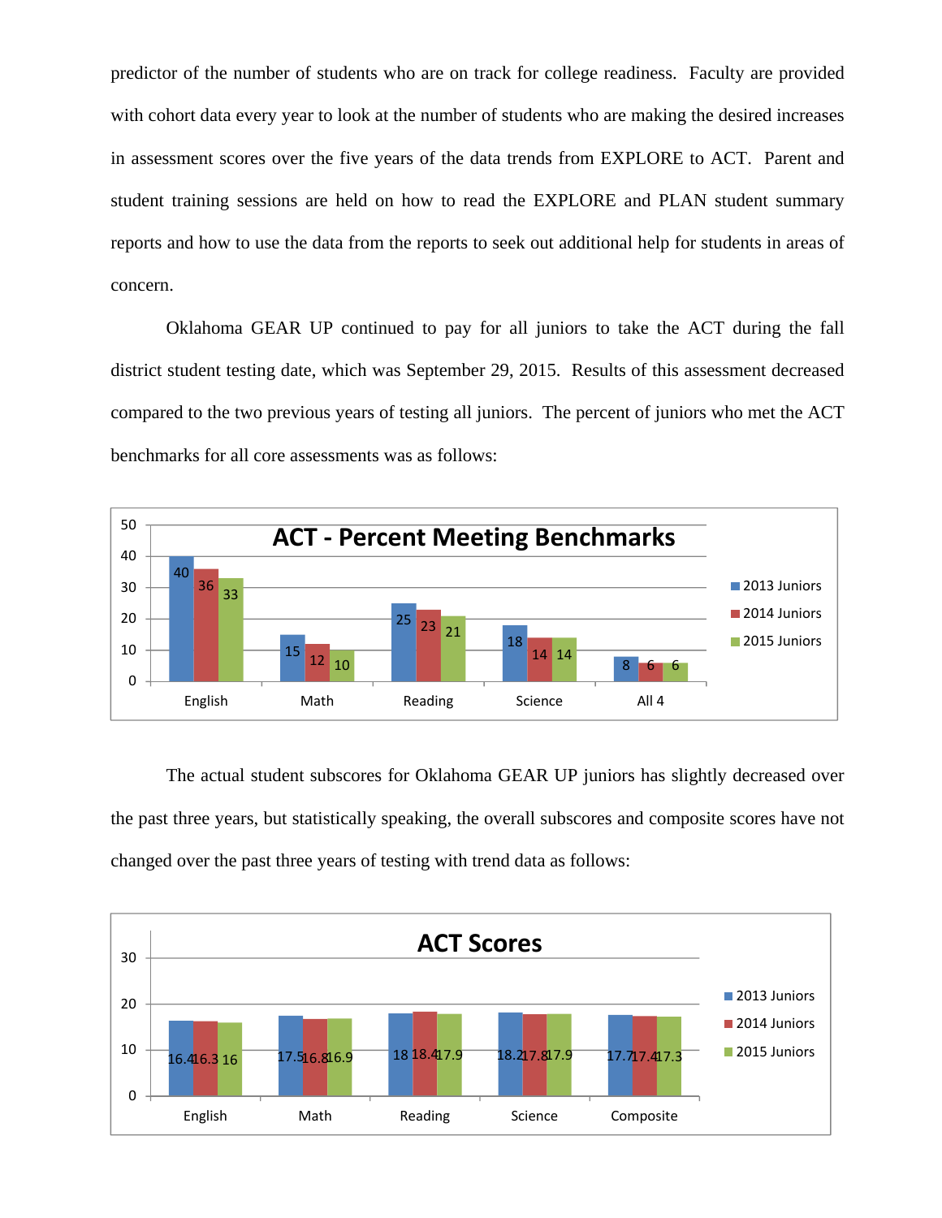predictor of the number of students who are on track for college readiness. Faculty are provided with cohort data every year to look at the number of students who are making the desired increases in assessment scores over the five years of the data trends from EXPLORE to ACT. Parent and student training sessions are held on how to read the EXPLORE and PLAN student summary reports and how to use the data from the reports to seek out additional help for students in areas of concern.

Oklahoma GEAR UP continued to pay for all juniors to take the ACT during the fall district student testing date, which was September 29, 2015. Results of this assessment decreased compared to the two previous years of testing all juniors. The percent of juniors who met the ACT benchmarks for all core assessments was as follows:

**ACT - Percent Meeting Benchmarks**

| | English | Math | Reading | Science | All 4 |
|---|---|---|---|---|---|
| 2013 Juniors | 40 | 15 | 25 | 18 | 8 |
| 2014 Juniors | 36 | 12 | 23 | 14 | 6 |
| 2015 Juniors | 33 | 10 | 21 | 14 | 6 |

The actual student subscores for Oklahoma GEAR UP juniors has slightly decreased over the past three years, but statistically speaking, the overall subscores and composite scores have not changed over the past three years of testing with trend data as follows:

**ACT Scores**

| | English | Math | Reading | Science | Composite |
|---|---|---|---|---|---|
| 2013 Juniors | 16.4 | 17.5 | 18 | 18.2 | 17.7 |
| 2014 Juniors | 16.3 | 16.8 | 18.4 | 17.8 | 17.4 |
| 2015 Juniors | 16 | 16.9 | 17.9 | 17.9 | 17.3 |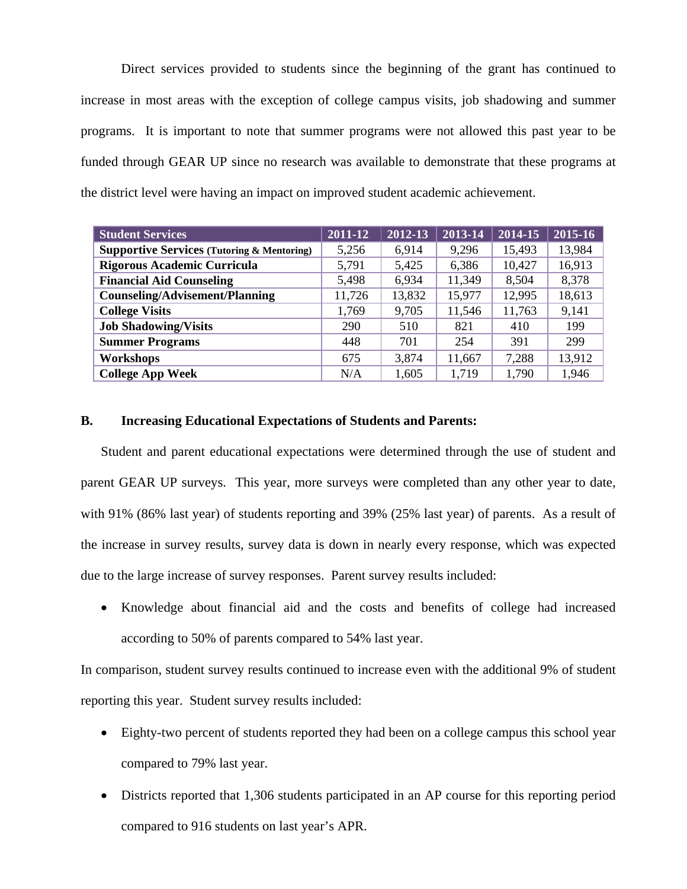Direct services provided to students since the beginning of the grant has continued to increase in most areas with the exception of college campus visits, job shadowing and summer programs. It is important to note that summer programs were not allowed this past year to be funded through GEAR UP since no research was available to demonstrate that these programs at the district level were having an impact on improved student academic achievement.

| Student Services | 2011-12 | 2012-13 | 2013-14 | 2014-15 | 2015-16 |
|---|---|---|---|---|---|
| **Supportive Services (Tutoring & Mentoring)** | 5,256 | 6,914 | 9,296 | 15,493 | 13,984 |
| **Rigorous Academic Curricula** | 5,791 | 5,425 | 6,386 | 10,427 | 16,913 |
| **Financial Aid Counseling** | 5,498 | 6,934 | 11,349 | 8,504 | 8,378 |
| **Counseling/Advisement/Planning** | 11,726 | 13,832 | 15,977 | 12,995 | 18,613 |
| **College Visits** | 1,769 | 9,705 | 11,546 | 11,763 | 9,141 |
| **Job Shadowing/Visits** | 290 | 510 | 821 | 410 | 199 |
| **Summer Programs** | 448 | 701 | 254 | 391 | 299 |
| **Workshops** | 675 | 3,874 | 11,667 | 7,288 | 13,912 |
| **College App Week** | N/A | 1,605 | 1,719 | 1,790 | 1,946 |

## B. Increasing Educational Expectations of Students and Parents:

Student and parent educational expectations were determined through the use of student and parent GEAR UP surveys. This year, more surveys were completed than any other year to date, with 91% (86% last year) of students reporting and 39% (25% last year) of parents. As a result of the increase in survey results, survey data is down in nearly every response, which was expected due to the large increase of survey responses. Parent survey results included:

- Knowledge about financial aid and the costs and benefits of college had increased according to 50% of parents compared to 54% last year.

In comparison, student survey results continued to increase even with the additional 9% of student reporting this year. Student survey results included:

- Eighty-two percent of students reported they had been on a college campus this school year compared to 79% last year.
- Districts reported that 1,306 students participated in an AP course for this reporting period compared to 916 students on last year's APR.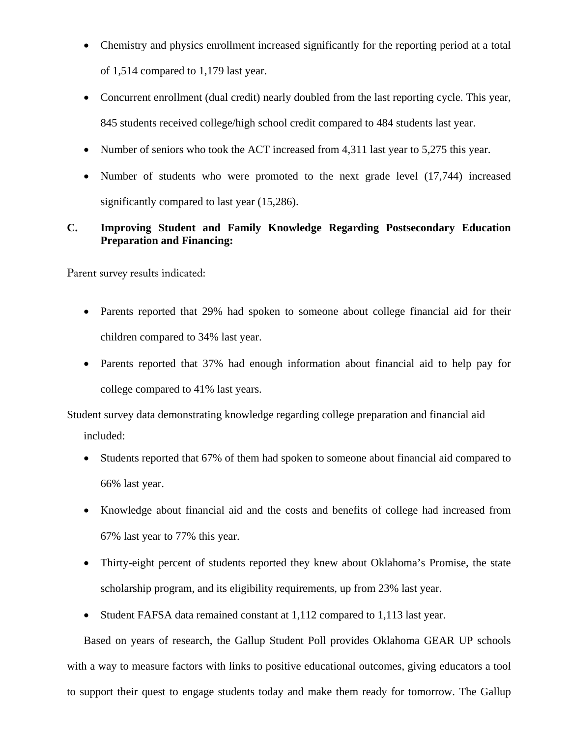- Chemistry and physics enrollment increased significantly for the reporting period at a total of 1,514 compared to 1,179 last year.
- Concurrent enrollment (dual credit) nearly doubled from the last reporting cycle. This year, 845 students received college/high school credit compared to 484 students last year.
- Number of seniors who took the ACT increased from 4,311 last year to 5,275 this year.
- Number of students who were promoted to the next grade level (17,744) increased significantly compared to last year (15,286).

**C. Improving Student and Family Knowledge Regarding Postsecondary Education Preparation and Financing:**

Parent survey results indicated:

- Parents reported that 29% had spoken to someone about college financial aid for their children compared to 34% last year.
- Parents reported that 37% had enough information about financial aid to help pay for college compared to 41% last years.

Student survey data demonstrating knowledge regarding college preparation and financial aid included:

- Students reported that 67% of them had spoken to someone about financial aid compared to 66% last year.
- Knowledge about financial aid and the costs and benefits of college had increased from 67% last year to 77% this year.
- Thirty-eight percent of students reported they knew about Oklahoma's Promise, the state scholarship program, and its eligibility requirements, up from 23% last year.
- Student FAFSA data remained constant at 1,112 compared to 1,113 last year.

Based on years of research, the Gallup Student Poll provides Oklahoma GEAR UP schools with a way to measure factors with links to positive educational outcomes, giving educators a tool to support their quest to engage students today and make them ready for tomorrow. The Gallup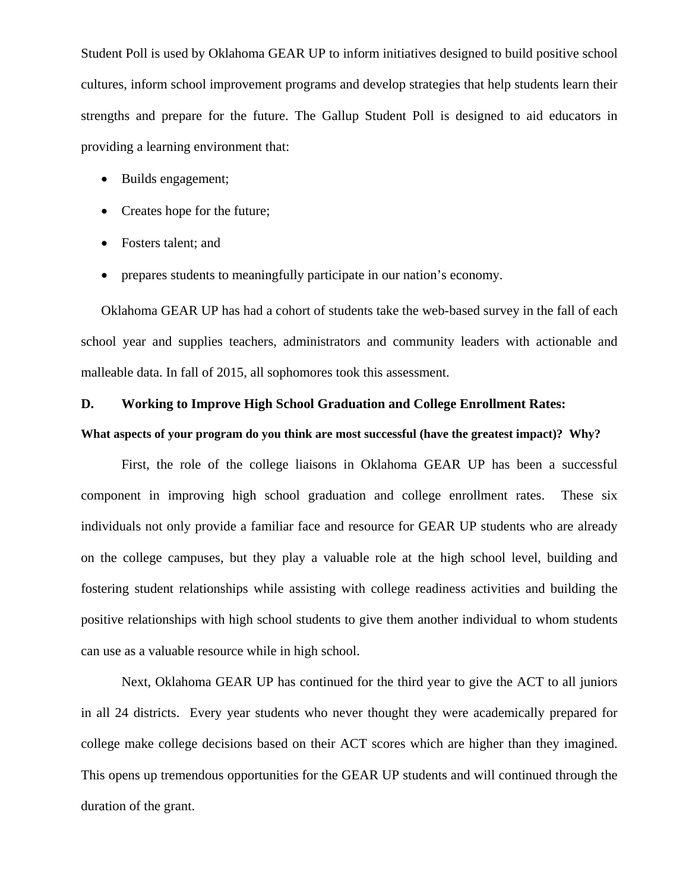Student Poll is used by Oklahoma GEAR UP to inform initiatives designed to build positive school cultures, inform school improvement programs and develop strategies that help students learn their strengths and prepare for the future. The Gallup Student Poll is designed to aid educators in providing a learning environment that:

- Builds engagement;
- Creates hope for the future;
- Fosters talent; and
- prepares students to meaningfully participate in our nation's economy.

Oklahoma GEAR UP has had a cohort of students take the web-based survey in the fall of each school year and supplies teachers, administrators and community leaders with actionable and malleable data. In fall of 2015, all sophomores took this assessment.

**D. Working to Improve High School Graduation and College Enrollment Rates:**

**What aspects of your program do you think are most successful (have the greatest impact)? Why?**

First, the role of the college liaisons in Oklahoma GEAR UP has been a successful component in improving high school graduation and college enrollment rates. These six individuals not only provide a familiar face and resource for GEAR UP students who are already on the college campuses, but they play a valuable role at the high school level, building and fostering student relationships while assisting with college readiness activities and building the positive relationships with high school students to give them another individual to whom students can use as a valuable resource while in high school.

Next, Oklahoma GEAR UP has continued for the third year to give the ACT to all juniors in all 24 districts. Every year students who never thought they were academically prepared for college make college decisions based on their ACT scores which are higher than they imagined. This opens up tremendous opportunities for the GEAR UP students and will continued through the duration of the grant.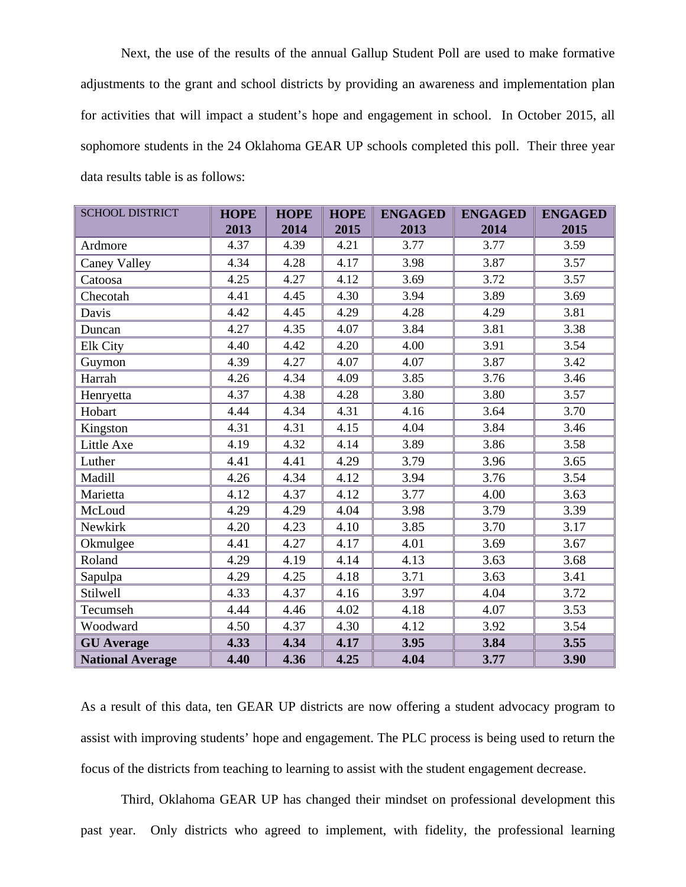Next, the use of the results of the annual Gallup Student Poll are used to make formative adjustments to the grant and school districts by providing an awareness and implementation plan for activities that will impact a student's hope and engagement in school. In October 2015, all sophomore students in the 24 Oklahoma GEAR UP schools completed this poll. Their three year data results table is as follows:

| SCHOOL DISTRICT | HOPE 2013 | HOPE 2014 | HOPE 2015 | ENGAGED 2013 | ENGAGED 2014 | ENGAGED 2015 |
|---|---|---|---|---|---|---|
| Ardmore | 4.37 | 4.39 | 4.21 | 3.77 | 3.77 | 3.59 |
| Caney Valley | 4.34 | 4.28 | 4.17 | 3.98 | 3.87 | 3.57 |
| Catoosa | 4.25 | 4.27 | 4.12 | 3.69 | 3.72 | 3.57 |
| Checotah | 4.41 | 4.45 | 4.30 | 3.94 | 3.89 | 3.69 |
| Davis | 4.42 | 4.45 | 4.29 | 4.28 | 4.29 | 3.81 |
| Duncan | 4.27 | 4.35 | 4.07 | 3.84 | 3.81 | 3.38 |
| Elk City | 4.40 | 4.42 | 4.20 | 4.00 | 3.91 | 3.54 |
| Guymon | 4.39 | 4.27 | 4.07 | 4.07 | 3.87 | 3.42 |
| Harrah | 4.26 | 4.34 | 4.09 | 3.85 | 3.76 | 3.46 |
| Henryetta | 4.37 | 4.38 | 4.28 | 3.80 | 3.80 | 3.57 |
| Hobart | 4.44 | 4.34 | 4.31 | 4.16 | 3.64 | 3.70 |
| Kingston | 4.31 | 4.31 | 4.15 | 4.04 | 3.84 | 3.46 |
| Little Axe | 4.19 | 4.32 | 4.14 | 3.89 | 3.86 | 3.58 |
| Luther | 4.41 | 4.41 | 4.29 | 3.79 | 3.96 | 3.65 |
| Madill | 4.26 | 4.34 | 4.12 | 3.94 | 3.76 | 3.54 |
| Marietta | 4.12 | 4.37 | 4.12 | 3.77 | 4.00 | 3.63 |
| McLoud | 4.29 | 4.29 | 4.04 | 3.98 | 3.79 | 3.39 |
| Newkirk | 4.20 | 4.23 | 4.10 | 3.85 | 3.70 | 3.17 |
| Okmulgee | 4.41 | 4.27 | 4.17 | 4.01 | 3.69 | 3.67 |
| Roland | 4.29 | 4.19 | 4.14 | 4.13 | 3.63 | 3.68 |
| Sapulpa | 4.29 | 4.25 | 4.18 | 3.71 | 3.63 | 3.41 |
| Stilwell | 4.33 | 4.37 | 4.16 | 3.97 | 4.04 | 3.72 |
| Tecumseh | 4.44 | 4.46 | 4.02 | 4.18 | 4.07 | 3.53 |
| Woodward | 4.50 | 4.37 | 4.30 | 4.12 | 3.92 | 3.54 |
| **GU Average** | **4.33** | **4.34** | **4.17** | **3.95** | **3.84** | **3.55** |
| **National Average** | **4.40** | **4.36** | **4.25** | **4.04** | **3.77** | **3.90** |

As a result of this data, ten GEAR UP districts are now offering a student advocacy program to assist with improving students' hope and engagement. The PLC process is being used to return the focus of the districts from teaching to learning to assist with the student engagement decrease.

Third, Oklahoma GEAR UP has changed their mindset on professional development this past year. Only districts who agreed to implement, with fidelity, the professional learning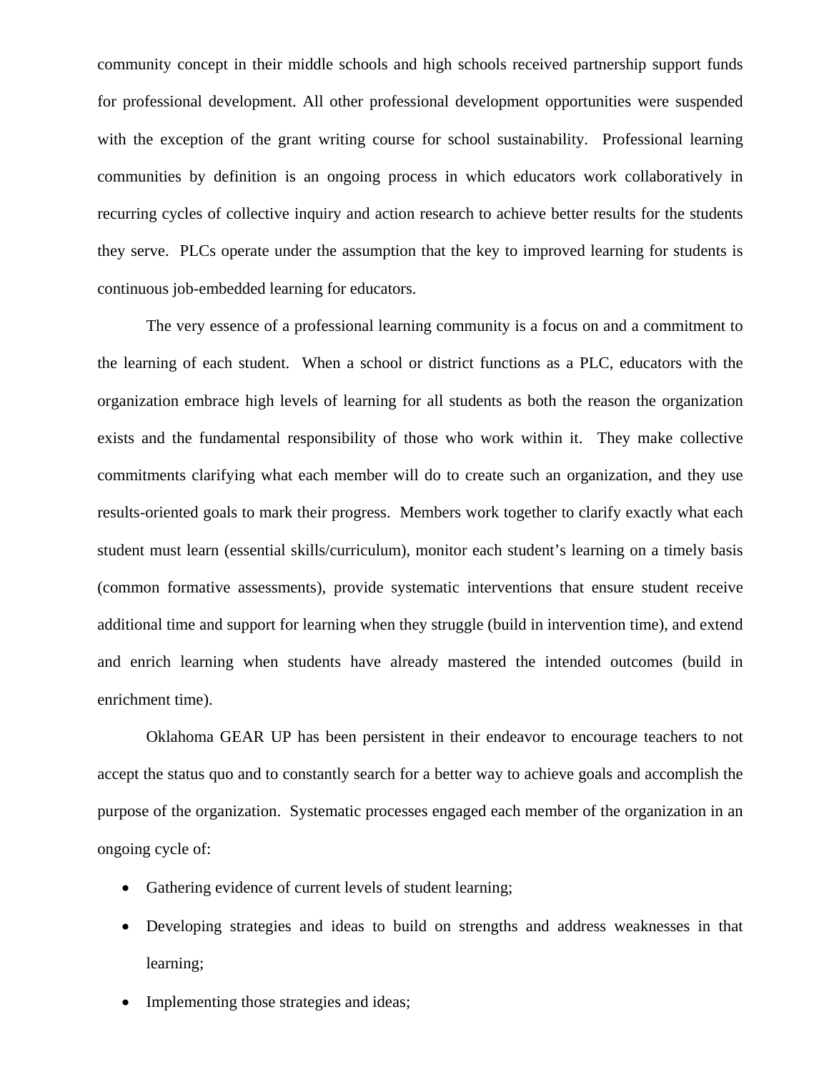community concept in their middle schools and high schools received partnership support funds for professional development. All other professional development opportunities were suspended with the exception of the grant writing course for school sustainability. Professional learning communities by definition is an ongoing process in which educators work collaboratively in recurring cycles of collective inquiry and action research to achieve better results for the students they serve. PLCs operate under the assumption that the key to improved learning for students is continuous job-embedded learning for educators.

The very essence of a professional learning community is a focus on and a commitment to the learning of each student. When a school or district functions as a PLC, educators with the organization embrace high levels of learning for all students as both the reason the organization exists and the fundamental responsibility of those who work within it. They make collective commitments clarifying what each member will do to create such an organization, and they use results-oriented goals to mark their progress. Members work together to clarify exactly what each student must learn (essential skills/curriculum), monitor each student's learning on a timely basis (common formative assessments), provide systematic interventions that ensure student receive additional time and support for learning when they struggle (build in intervention time), and extend and enrich learning when students have already mastered the intended outcomes (build in enrichment time).

Oklahoma GEAR UP has been persistent in their endeavor to encourage teachers to not accept the status quo and to constantly search for a better way to achieve goals and accomplish the purpose of the organization. Systematic processes engaged each member of the organization in an ongoing cycle of:

- Gathering evidence of current levels of student learning;
- Developing strategies and ideas to build on strengths and address weaknesses in that learning;
- Implementing those strategies and ideas;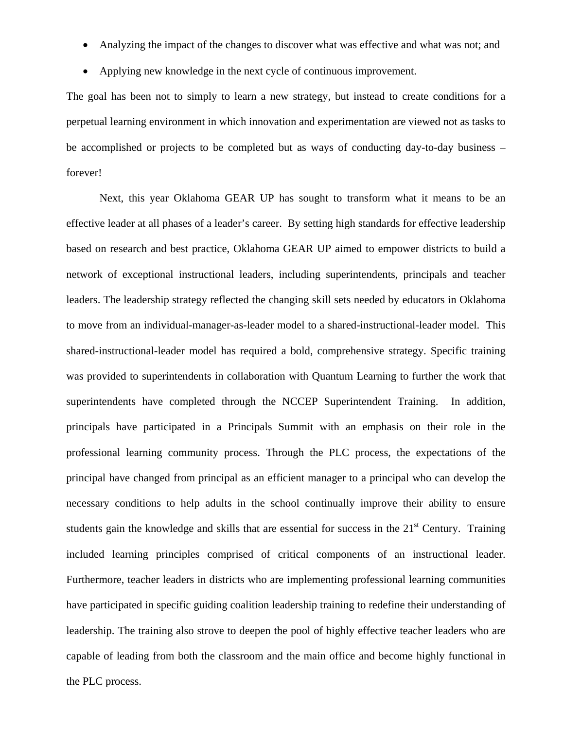- Analyzing the impact of the changes to discover what was effective and what was not; and
- Applying new knowledge in the next cycle of continuous improvement.

The goal has been not to simply to learn a new strategy, but instead to create conditions for a perpetual learning environment in which innovation and experimentation are viewed not as tasks to be accomplished or projects to be completed but as ways of conducting day-to-day business – forever!

Next, this year Oklahoma GEAR UP has sought to transform what it means to be an effective leader at all phases of a leader's career. By setting high standards for effective leadership based on research and best practice, Oklahoma GEAR UP aimed to empower districts to build a network of exceptional instructional leaders, including superintendents, principals and teacher leaders. The leadership strategy reflected the changing skill sets needed by educators in Oklahoma to move from an individual-manager-as-leader model to a shared-instructional-leader model. This shared-instructional-leader model has required a bold, comprehensive strategy. Specific training was provided to superintendents in collaboration with Quantum Learning to further the work that superintendents have completed through the NCCEP Superintendent Training. In addition, principals have participated in a Principals Summit with an emphasis on their role in the professional learning community process. Through the PLC process, the expectations of the principal have changed from principal as an efficient manager to a principal who can develop the necessary conditions to help adults in the school continually improve their ability to ensure students gain the knowledge and skills that are essential for success in the 21st Century. Training included learning principles comprised of critical components of an instructional leader. Furthermore, teacher leaders in districts who are implementing professional learning communities have participated in specific guiding coalition leadership training to redefine their understanding of leadership. The training also strove to deepen the pool of highly effective teacher leaders who are capable of leading from both the classroom and the main office and become highly functional in the PLC process.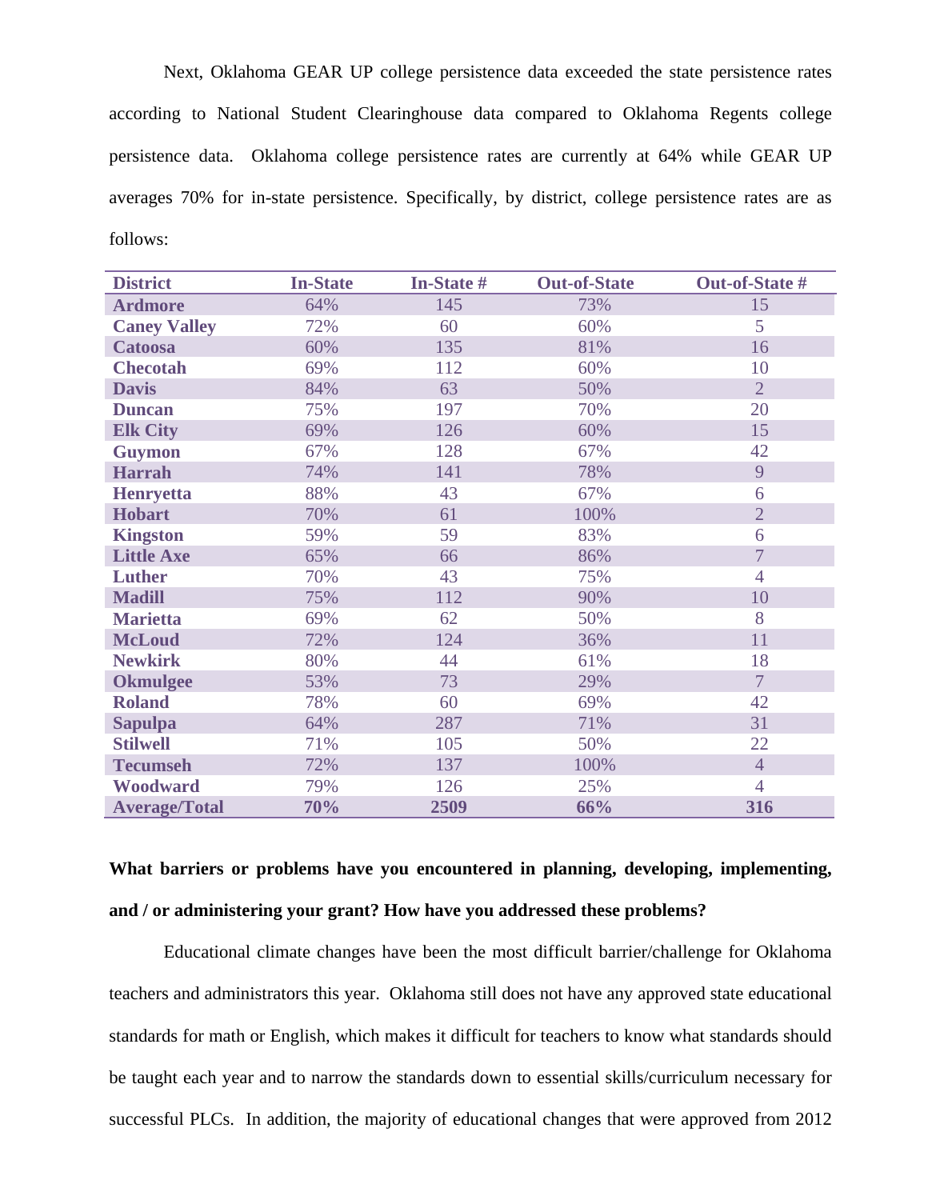Next, Oklahoma GEAR UP college persistence data exceeded the state persistence rates according to National Student Clearinghouse data compared to Oklahoma Regents college persistence data. Oklahoma college persistence rates are currently at 64% while GEAR UP averages 70% for in-state persistence. Specifically, by district, college persistence rates are as follows:

| District | In-State | In-State # | Out-of-State | Out-of-State # |
|---|---|---|---|---|
| **Ardmore** | 64% | 145 | 73% | 15 |
| **Caney Valley** | 72% | 60 | 60% | 5 |
| **Catoosa** | 60% | 135 | 81% | 16 |
| **Checotah** | 69% | 112 | 60% | 10 |
| **Davis** | 84% | 63 | 50% | 2 |
| **Duncan** | 75% | 197 | 70% | 20 |
| **Elk City** | 69% | 126 | 60% | 15 |
| **Guymon** | 67% | 128 | 67% | 42 |
| **Harrah** | 74% | 141 | 78% | 9 |
| **Henryetta** | 88% | 43 | 67% | 6 |
| **Hobart** | 70% | 61 | 100% | 2 |
| **Kingston** | 59% | 59 | 83% | 6 |
| **Little Axe** | 65% | 66 | 86% | 7 |
| **Luther** | 70% | 43 | 75% | 4 |
| **Madill** | 75% | 112 | 90% | 10 |
| **Marietta** | 69% | 62 | 50% | 8 |
| **McLoud** | 72% | 124 | 36% | 11 |
| **Newkirk** | 80% | 44 | 61% | 18 |
| **Okmulgee** | 53% | 73 | 29% | 7 |
| **Roland** | 78% | 60 | 69% | 42 |
| **Sapulpa** | 64% | 287 | 71% | 31 |
| **Stilwell** | 71% | 105 | 50% | 22 |
| **Tecumseh** | 72% | 137 | 100% | 4 |
| **Woodward** | 79% | 126 | 25% | 4 |
| **Average/Total** | **70%** | **2509** | **66%** | **316** |

**What barriers or problems have you encountered in planning, developing, implementing, and / or administering your grant? How have you addressed these problems?**

Educational climate changes have been the most difficult barrier/challenge for Oklahoma teachers and administrators this year. Oklahoma still does not have any approved state educational standards for math or English, which makes it difficult for teachers to know what standards should be taught each year and to narrow the standards down to essential skills/curriculum necessary for successful PLCs. In addition, the majority of educational changes that were approved from 2012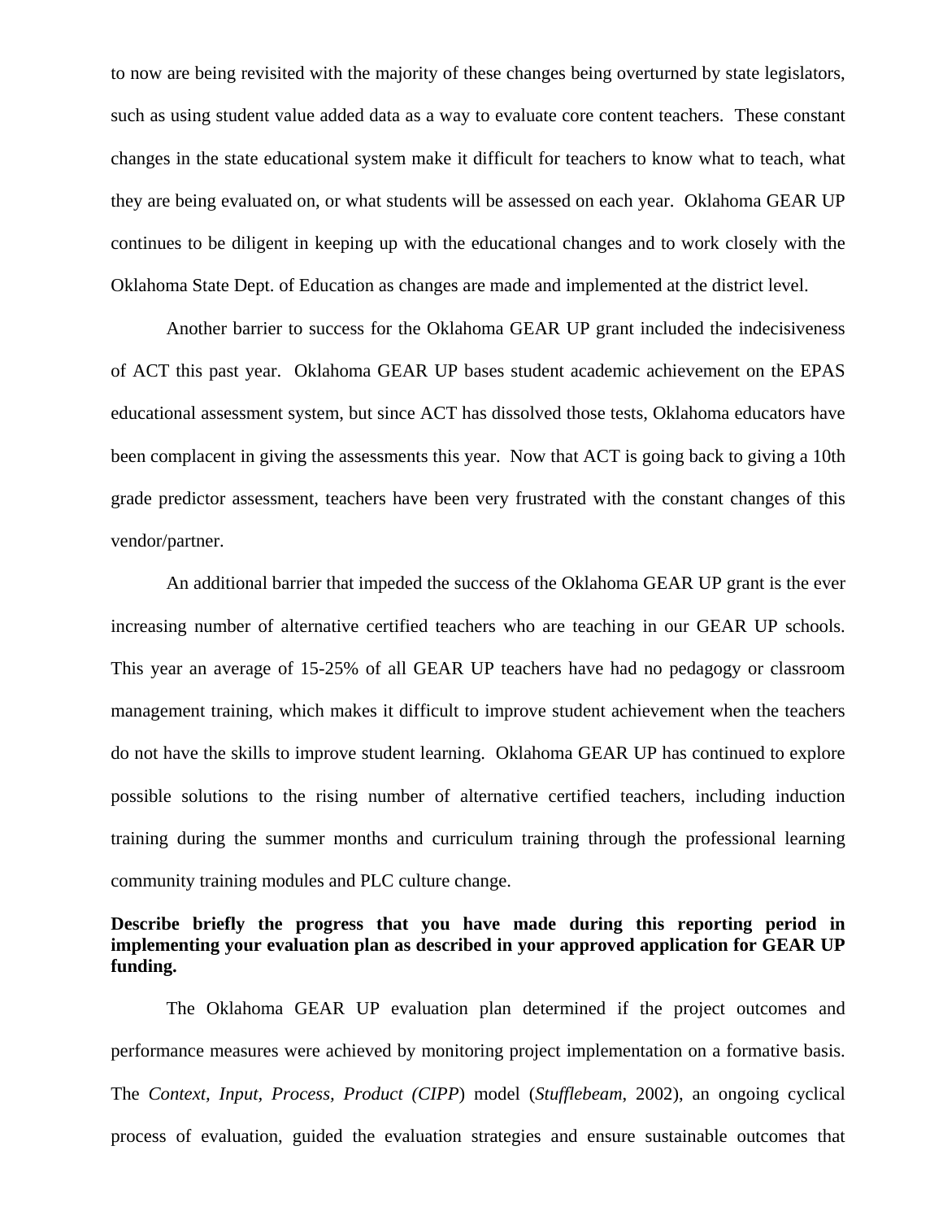to now are being revisited with the majority of these changes being overturned by state legislators, such as using student value added data as a way to evaluate core content teachers. These constant changes in the state educational system make it difficult for teachers to know what to teach, what they are being evaluated on, or what students will be assessed on each year. Oklahoma GEAR UP continues to be diligent in keeping up with the educational changes and to work closely with the Oklahoma State Dept. of Education as changes are made and implemented at the district level.

Another barrier to success for the Oklahoma GEAR UP grant included the indecisiveness of ACT this past year. Oklahoma GEAR UP bases student academic achievement on the EPAS educational assessment system, but since ACT has dissolved those tests, Oklahoma educators have been complacent in giving the assessments this year. Now that ACT is going back to giving a 10th grade predictor assessment, teachers have been very frustrated with the constant changes of this vendor/partner.

An additional barrier that impeded the success of the Oklahoma GEAR UP grant is the ever increasing number of alternative certified teachers who are teaching in our GEAR UP schools. This year an average of 15-25% of all GEAR UP teachers have had no pedagogy or classroom management training, which makes it difficult to improve student achievement when the teachers do not have the skills to improve student learning. Oklahoma GEAR UP has continued to explore possible solutions to the rising number of alternative certified teachers, including induction training during the summer months and curriculum training through the professional learning community training modules and PLC culture change.

**Describe briefly the progress that you have made during this reporting period in implementing your evaluation plan as described in your approved application for GEAR UP funding.**

The Oklahoma GEAR UP evaluation plan determined if the project outcomes and performance measures were achieved by monitoring project implementation on a formative basis. The *Context, Input, Process, Product (CIPP*) model (*Stufflebeam*, 2002), an ongoing cyclical process of evaluation, guided the evaluation strategies and ensure sustainable outcomes that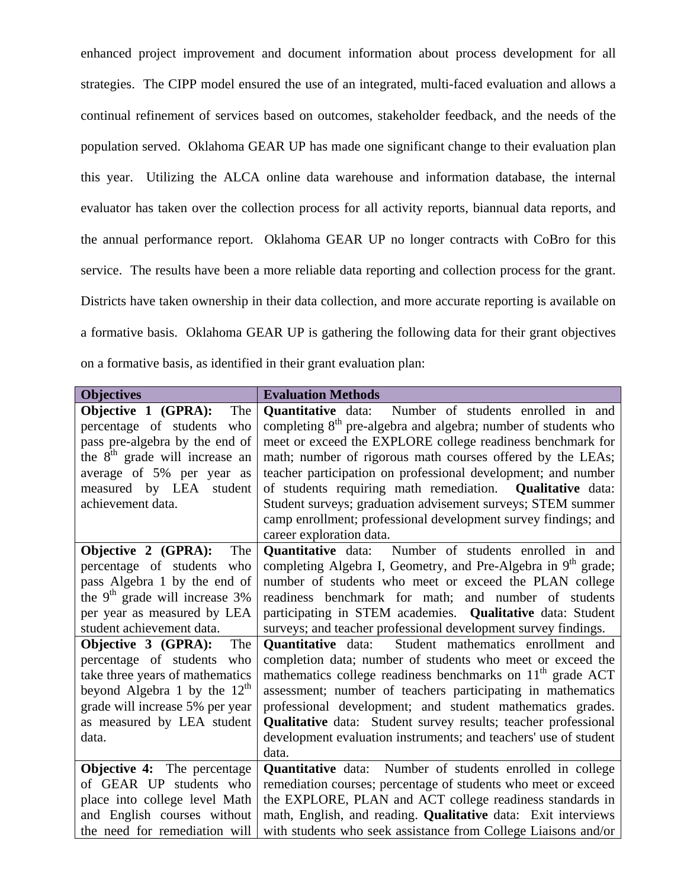enhanced project improvement and document information about process development for all strategies. The CIPP model ensured the use of an integrated, multi-faced evaluation and allows a continual refinement of services based on outcomes, stakeholder feedback, and the needs of the population served. Oklahoma GEAR UP has made one significant change to their evaluation plan this year. Utilizing the ALCA online data warehouse and information database, the internal evaluator has taken over the collection process for all activity reports, biannual data reports, and the annual performance report. Oklahoma GEAR UP no longer contracts with CoBro for this service. The results have been a more reliable data reporting and collection process for the grant. Districts have taken ownership in their data collection, and more accurate reporting is available on a formative basis. Oklahoma GEAR UP is gathering the following data for their grant objectives on a formative basis, as identified in their grant evaluation plan:

| Objectives | Evaluation Methods |
|---|---|
| **Objective 1 (GPRA):** The percentage of students who pass pre-algebra by the end of the 8th grade will increase an average of 5% per year as measured by LEA student achievement data. | **Quantitative** data: Number of students enrolled in and completing 8th pre-algebra and algebra; number of students who meet or exceed the EXPLORE college readiness benchmark for math; number of rigorous math courses offered by the LEAs; teacher participation on professional development; and number of students requiring math remediation. **Qualitative** data: Student surveys; graduation advisement surveys; STEM summer camp enrollment; professional development survey findings; and career exploration data. |
| **Objective 2 (GPRA):** The percentage of students who pass Algebra 1 by the end of the 9th grade will increase 3% per year as measured by LEA student achievement data. | **Quantitative** data: Number of students enrolled in and completing Algebra I, Geometry, and Pre-Algebra in 9th grade; number of students who meet or exceed the PLAN college readiness benchmark for math; and number of students participating in STEM academies. **Qualitative** data: Student surveys; and teacher professional development survey findings. |
| **Objective 3 (GPRA):** The percentage of students who take three years of mathematics beyond Algebra 1 by the 12th grade will increase 5% per year as measured by LEA student data. | **Quantitative** data: Student mathematics enrollment and completion data; number of students who meet or exceed the mathematics college readiness benchmarks on 11th grade ACT assessment; number of teachers participating in mathematics professional development; and student mathematics grades. **Qualitative** data: Student survey results; teacher professional development evaluation instruments; and teachers' use of student data. |
| **Objective 4:** The percentage of GEAR UP students who place into college level Math and English courses without the need for remediation will | **Quantitative** data: Number of students enrolled in college remediation courses; percentage of students who meet or exceed the EXPLORE, PLAN and ACT college readiness standards in math, English, and reading. **Qualitative** data: Exit interviews with students who seek assistance from College Liaisons and/or |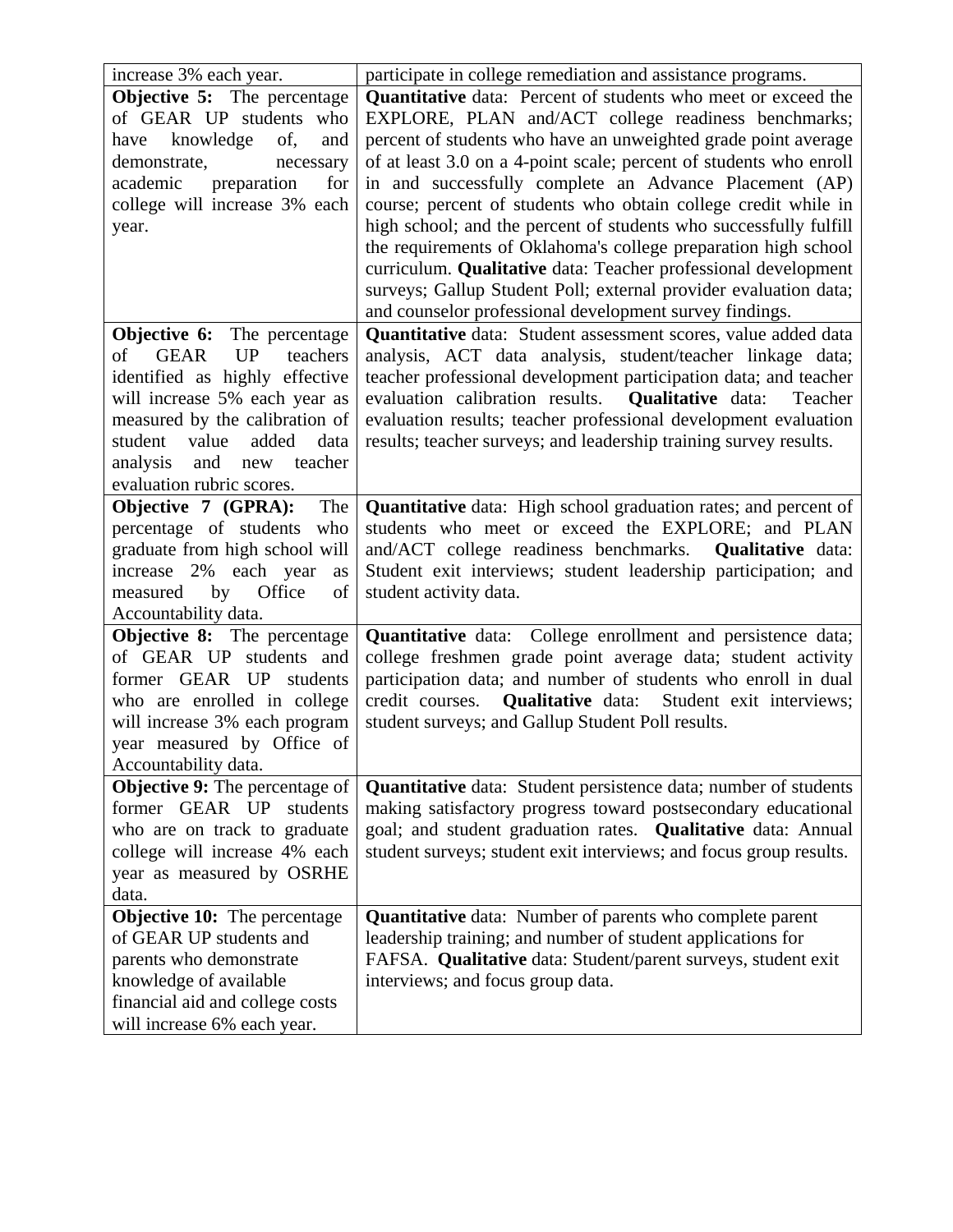| | |
|---|---|
| increase 3% each year. | participate in college remediation and assistance programs. |
| **Objective 5:** The percentage of GEAR UP students who have knowledge of, and demonstrate, necessary academic preparation for college will increase 3% each year. | **Quantitative** data: Percent of students who meet or exceed the EXPLORE, PLAN and/ACT college readiness benchmarks; percent of students who have an unweighted grade point average of at least 3.0 on a 4-point scale; percent of students who enroll in and successfully complete an Advance Placement (AP) course; percent of students who obtain college credit while in high school; and the percent of students who successfully fulfill the requirements of Oklahoma's college preparation high school curriculum. **Qualitative** data: Teacher professional development surveys; Gallup Student Poll; external provider evaluation data; and counselor professional development survey findings. |
| **Objective 6:** The percentage of GEAR UP teachers identified as highly effective will increase 5% each year as measured by the calibration of student value added data analysis and new teacher evaluation rubric scores. | **Quantitative** data: Student assessment scores, value added data analysis, ACT data analysis, student/teacher linkage data; teacher professional development participation data; and teacher evaluation calibration results. **Qualitative** data: Teacher evaluation results; teacher professional development evaluation results; teacher surveys; and leadership training survey results. |
| **Objective 7 (GPRA):** The percentage of students who graduate from high school will increase 2% each year as measured by Office of Accountability data. | **Quantitative** data: High school graduation rates; and percent of students who meet or exceed the EXPLORE; and PLAN and/ACT college readiness benchmarks. **Qualitative** data: Student exit interviews; student leadership participation; and student activity data. |
| **Objective 8:** The percentage of GEAR UP students and former GEAR UP students who are enrolled in college will increase 3% each program year measured by Office of Accountability data. | **Quantitative** data: College enrollment and persistence data; college freshmen grade point average data; student activity participation data; and number of students who enroll in dual credit courses. **Qualitative** data: Student exit interviews; student surveys; and Gallup Student Poll results. |
| **Objective 9:** The percentage of former GEAR UP students who are on track to graduate college will increase 4% each year as measured by OSRHE data. | **Quantitative** data: Student persistence data; number of students making satisfactory progress toward postsecondary educational goal; and student graduation rates. **Qualitative** data: Annual student surveys; student exit interviews; and focus group results. |
| **Objective 10:** The percentage of GEAR UP students and parents who demonstrate knowledge of available financial aid and college costs will increase 6% each year. | **Quantitative** data: Number of parents who complete parent leadership training; and number of student applications for FAFSA. **Qualitative** data: Student/parent surveys, student exit interviews; and focus group data. |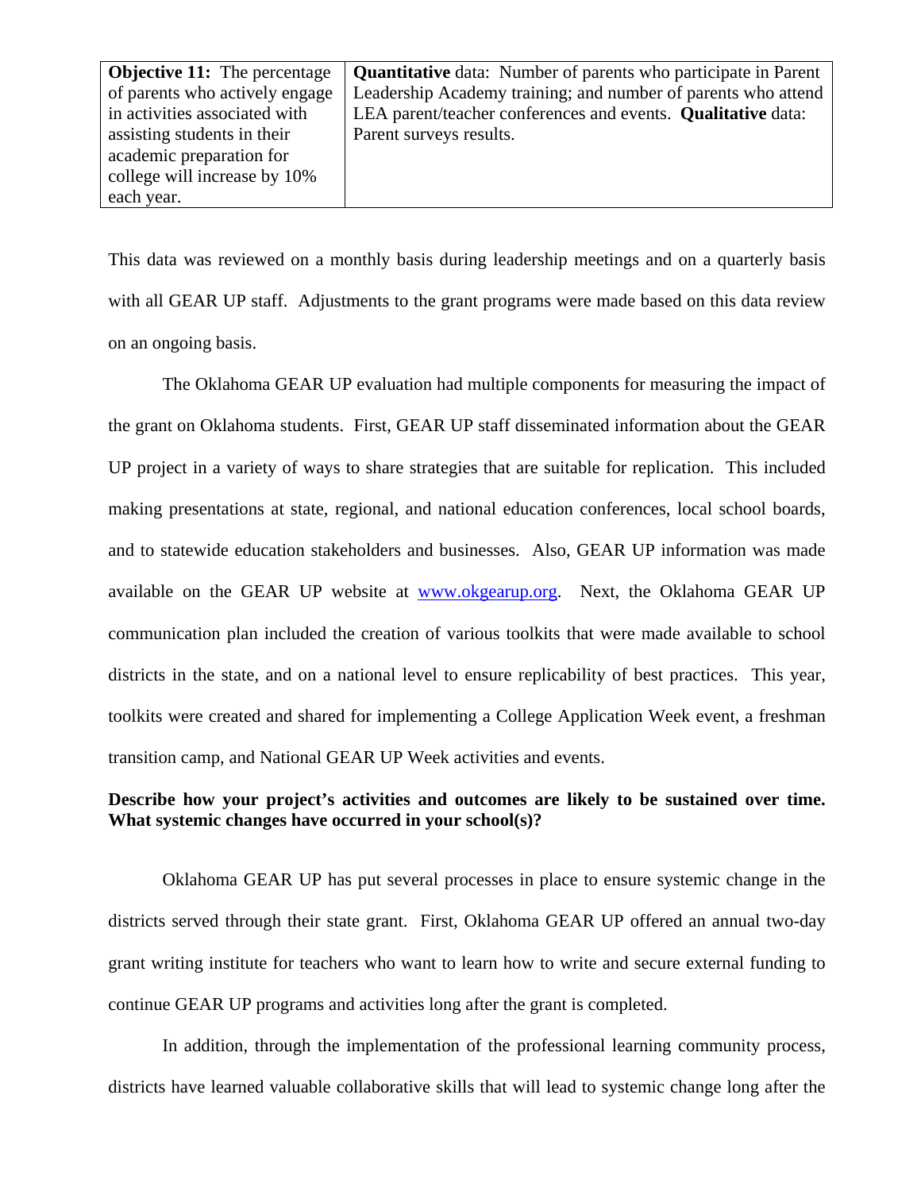| **Objective 11:** The percentage of parents who actively engage in activities associated with assisting students in their academic preparation for college will increase by 10% each year. | **Quantitative** data: Number of parents who participate in Parent Leadership Academy training; and number of parents who attend LEA parent/teacher conferences and events. **Qualitative** data: Parent surveys results. |
|---|---|

This data was reviewed on a monthly basis during leadership meetings and on a quarterly basis with all GEAR UP staff. Adjustments to the grant programs were made based on this data review on an ongoing basis.

The Oklahoma GEAR UP evaluation had multiple components for measuring the impact of the grant on Oklahoma students. First, GEAR UP staff disseminated information about the GEAR UP project in a variety of ways to share strategies that are suitable for replication. This included making presentations at state, regional, and national education conferences, local school boards, and to statewide education stakeholders and businesses. Also, GEAR UP information was made available on the GEAR UP website at [www.okgearup.org](http://www.okgearup.org). Next, the Oklahoma GEAR UP communication plan included the creation of various toolkits that were made available to school districts in the state, and on a national level to ensure replicability of best practices. This year, toolkits were created and shared for implementing a College Application Week event, a freshman transition camp, and National GEAR UP Week activities and events.

**Describe how your project's activities and outcomes are likely to be sustained over time. What systemic changes have occurred in your school(s)?**

Oklahoma GEAR UP has put several processes in place to ensure systemic change in the districts served through their state grant. First, Oklahoma GEAR UP offered an annual two-day grant writing institute for teachers who want to learn how to write and secure external funding to continue GEAR UP programs and activities long after the grant is completed.

In addition, through the implementation of the professional learning community process, districts have learned valuable collaborative skills that will lead to systemic change long after the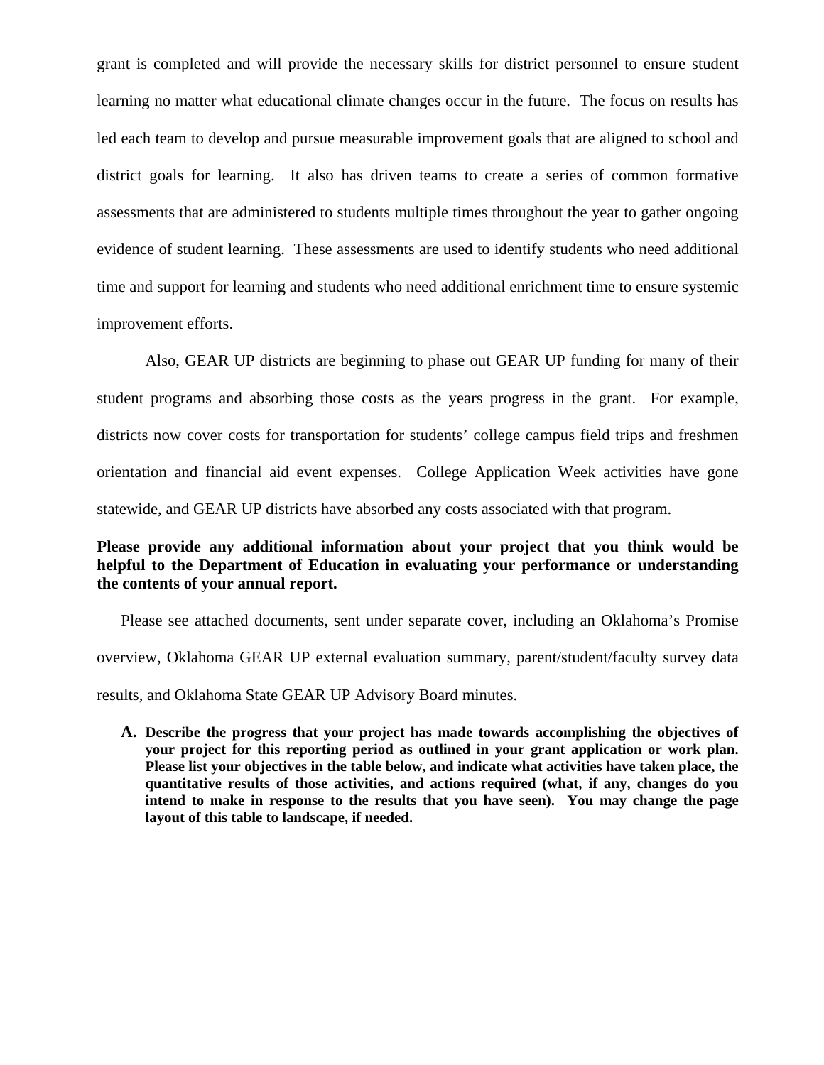grant is completed and will provide the necessary skills for district personnel to ensure student learning no matter what educational climate changes occur in the future. The focus on results has led each team to develop and pursue measurable improvement goals that are aligned to school and district goals for learning. It also has driven teams to create a series of common formative assessments that are administered to students multiple times throughout the year to gather ongoing evidence of student learning. These assessments are used to identify students who need additional time and support for learning and students who need additional enrichment time to ensure systemic improvement efforts.

Also, GEAR UP districts are beginning to phase out GEAR UP funding for many of their student programs and absorbing those costs as the years progress in the grant. For example, districts now cover costs for transportation for students' college campus field trips and freshmen orientation and financial aid event expenses. College Application Week activities have gone statewide, and GEAR UP districts have absorbed any costs associated with that program.

**Please provide any additional information about your project that you think would be helpful to the Department of Education in evaluating your performance or understanding the contents of your annual report.**

Please see attached documents, sent under separate cover, including an Oklahoma's Promise overview, Oklahoma GEAR UP external evaluation summary, parent/student/faculty survey data results, and Oklahoma State GEAR UP Advisory Board minutes.

**A. Describe the progress that your project has made towards accomplishing the objectives of your project for this reporting period as outlined in your grant application or work plan. Please list your objectives in the table below, and indicate what activities have taken place, the quantitative results of those activities, and actions required (what, if any, changes do you intend to make in response to the results that you have seen). You may change the page layout of this table to landscape, if needed.**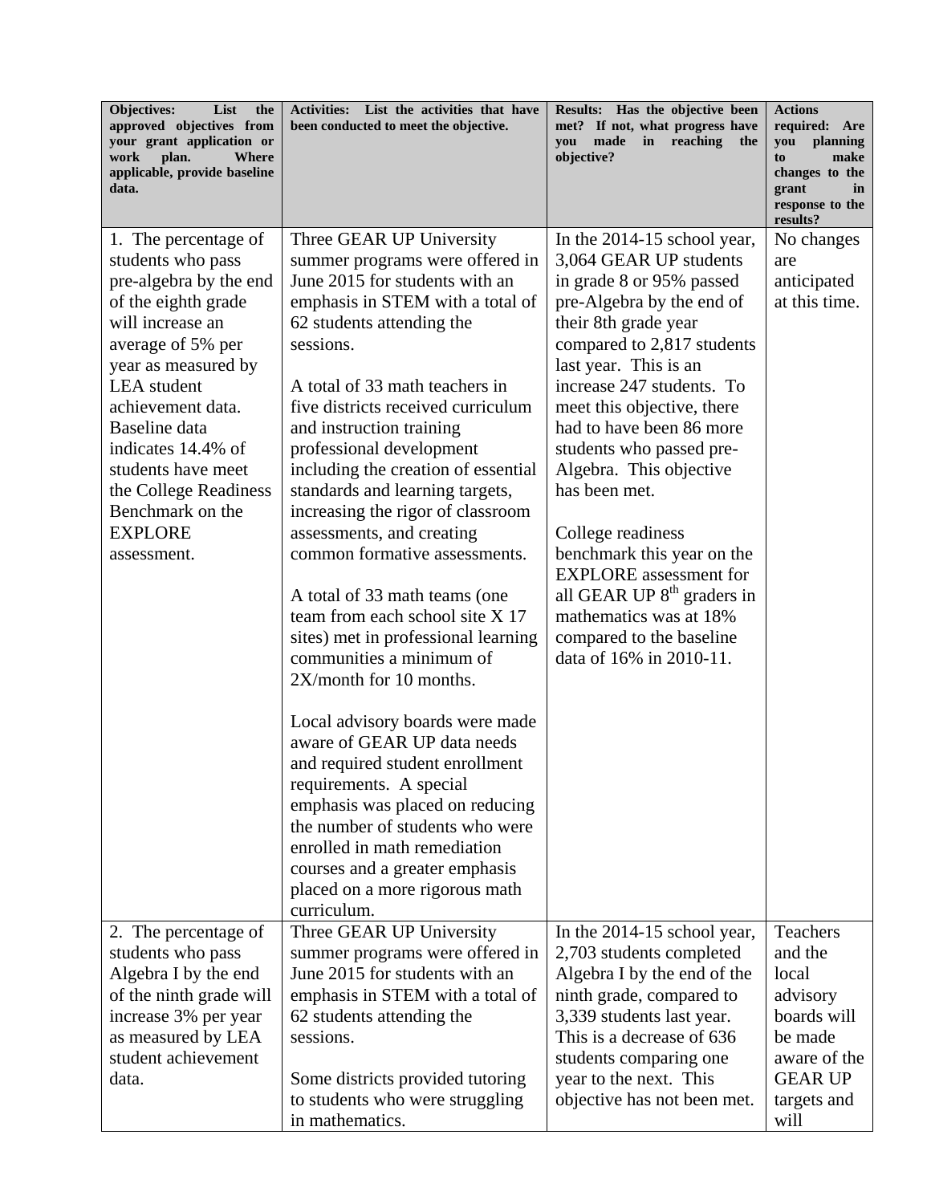| **Objectives: List the approved objectives from your grant application or work plan. Where applicable, provide baseline data.** | **Activities: List the activities that have been conducted to meet the objective.** | **Results: Has the objective been met? If not, what progress have you made in reaching the objective?** | **Actions required: Are you planning to make changes to the grant in response to the results?** |
|---|---|---|---|
| 1. The percentage of students who pass pre-algebra by the end of the eighth grade will increase an average of 5% per year as measured by LEA student achievement data. Baseline data indicates 14.4% of students have meet the College Readiness Benchmark on the EXPLORE assessment. | Three GEAR UP University summer programs were offered in June 2015 for students with an emphasis in STEM with a total of 62 students attending the sessions.<br><br>A total of 33 math teachers in five districts received curriculum and instruction training professional development including the creation of essential standards and learning targets, increasing the rigor of classroom assessments, and creating common formative assessments.<br><br>A total of 33 math teams (one team from each school site X 17 sites) met in professional learning communities a minimum of 2X/month for 10 months.<br><br>Local advisory boards were made aware of GEAR UP data needs and required student enrollment requirements. A special emphasis was placed on reducing the number of students who were enrolled in math remediation courses and a greater emphasis placed on a more rigorous math curriculum. | In the 2014-15 school year, 3,064 GEAR UP students in grade 8 or 95% passed pre-Algebra by the end of their 8th grade year compared to 2,817 students last year. This is an increase 247 students. To meet this objective, there had to have been 86 more students who passed pre-Algebra. This objective has been met.<br><br>College readiness benchmark this year on the EXPLORE assessment for all GEAR UP 8th graders in mathematics was at 18% compared to the baseline data of 16% in 2010-11. | No changes are anticipated at this time. |
| 2. The percentage of students who pass Algebra I by the end of the ninth grade will increase 3% per year as measured by LEA student achievement data. | Three GEAR UP University summer programs were offered in June 2015 for students with an emphasis in STEM with a total of 62 students attending the sessions.<br><br>Some districts provided tutoring to students who were struggling in mathematics. | In the 2014-15 school year, 2,703 students completed Algebra I by the end of the ninth grade, compared to 3,339 students last year. This is a decrease of 636 students comparing one year to the next. This objective has not been met. | Teachers and the local advisory boards will be made aware of the GEAR UP targets and will |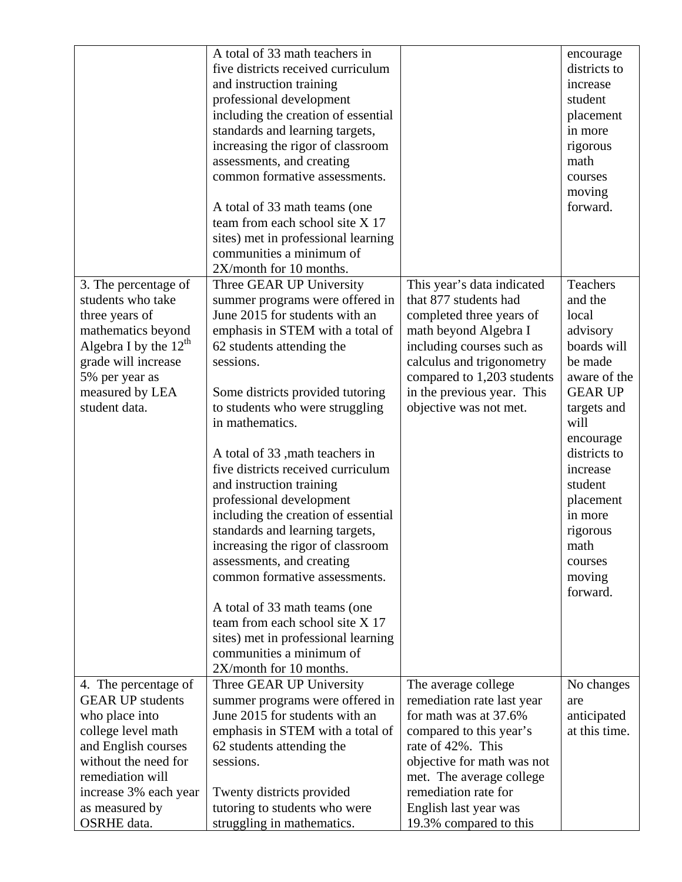| | | | |
|---|---|---|---|
| | A total of 33 math teachers in five districts received curriculum and instruction training professional development including the creation of essential standards and learning targets, increasing the rigor of classroom assessments, and creating common formative assessments.<br><br>A total of 33 math teams (one team from each school site X 17 sites) met in professional learning communities a minimum of 2X/month for 10 months. | | encourage districts to increase student placement in more rigorous math courses moving forward. |
| 3. The percentage of students who take three years of mathematics beyond Algebra I by the 12th grade will increase 5% per year as measured by LEA student data. | Three GEAR UP University summer programs were offered in June 2015 for students with an emphasis in STEM with a total of 62 students attending the sessions.<br><br>Some districts provided tutoring to students who were struggling in mathematics.<br><br>A total of 33 ,math teachers in five districts received curriculum and instruction training professional development including the creation of essential standards and learning targets, increasing the rigor of classroom assessments, and creating common formative assessments.<br><br>A total of 33 math teams (one team from each school site X 17 sites) met in professional learning communities a minimum of 2X/month for 10 months. | This year's data indicated that 877 students had completed three years of math beyond Algebra I including courses such as calculus and trigonometry compared to 1,203 students in the previous year. This objective was not met. | Teachers and the local advisory boards will be made aware of the GEAR UP targets and will encourage districts to increase student placement in more rigorous math courses moving forward. |
| 4. The percentage of GEAR UP students who place into college level math and English courses without the need for remediation will increase 3% each year as measured by OSRHE data. | Three GEAR UP University summer programs were offered in June 2015 for students with an emphasis in STEM with a total of 62 students attending the sessions.<br><br>Twenty districts provided tutoring to students who were struggling in mathematics. | The average college remediation rate last year for math was at 37.6% compared to this year's rate of 42%. This objective for math was not met. The average college remediation rate for English last year was 19.3% compared to this | No changes are anticipated at this time. |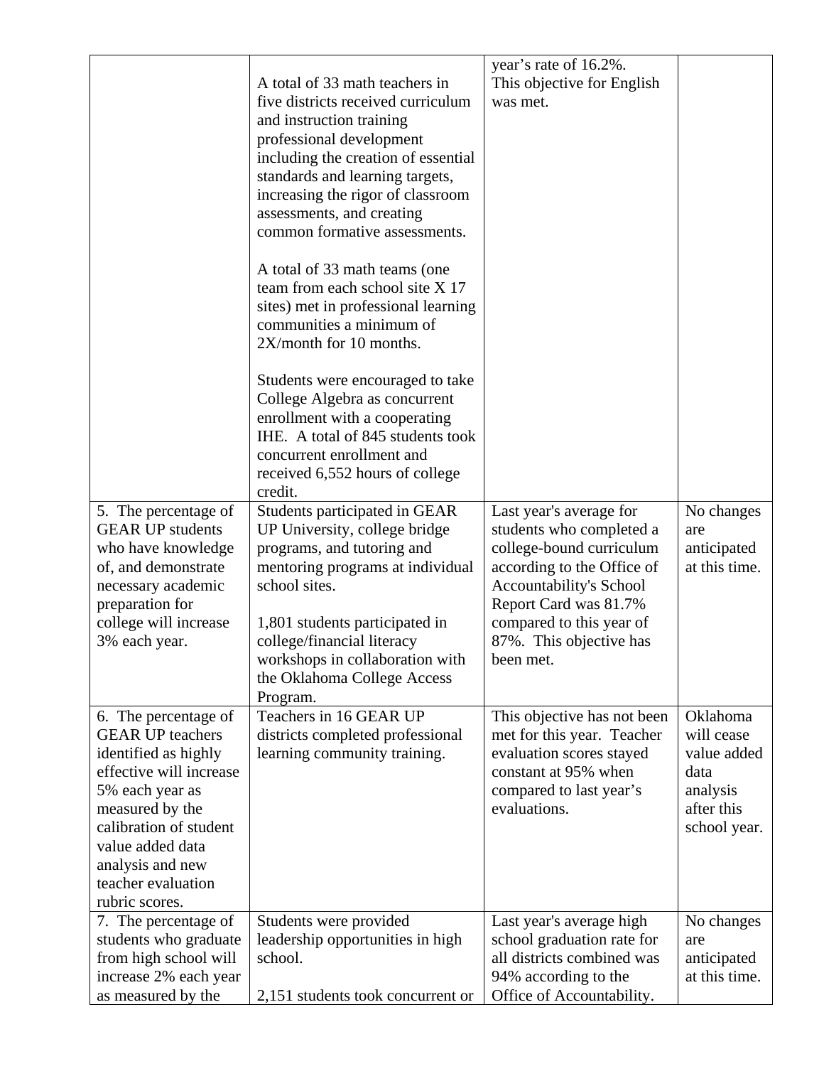| | | | |
|---|---|---|---|
| | A total of 33 math teachers in five districts received curriculum and instruction training professional development including the creation of essential standards and learning targets, increasing the rigor of classroom assessments, and creating common formative assessments.<br><br>A total of 33 math teams (one team from each school site X 17 sites) met in professional learning communities a minimum of 2X/month for 10 months.<br><br>Students were encouraged to take College Algebra as concurrent enrollment with a cooperating IHE. A total of 845 students took concurrent enrollment and received 6,552 hours of college credit. | year's rate of 16.2%. This objective for English was met. | |
| 5. The percentage of GEAR UP students who have knowledge of, and demonstrate necessary academic preparation for college will increase 3% each year. | Students participated in GEAR UP University, college bridge programs, and tutoring and mentoring programs at individual school sites.<br><br>1,801 students participated in college/financial literacy workshops in collaboration with the Oklahoma College Access Program. | Last year's average for students who completed a college-bound curriculum according to the Office of Accountability's School Report Card was 81.7% compared to this year of 87%. This objective has been met. | No changes are anticipated at this time. |
| 6. The percentage of GEAR UP teachers identified as highly effective will increase 5% each year as measured by the calibration of student value added data analysis and new teacher evaluation rubric scores. | Teachers in 16 GEAR UP districts completed professional learning community training. | This objective has not been met for this year. Teacher evaluation scores stayed constant at 95% when compared to last year's evaluations. | Oklahoma will cease value added data analysis after this school year. |
| 7. The percentage of students who graduate from high school will increase 2% each year as measured by the | Students were provided leadership opportunities in high school.<br><br>2,151 students took concurrent or | Last year's average high school graduation rate for all districts combined was 94% according to the Office of Accountability. | No changes are anticipated at this time. |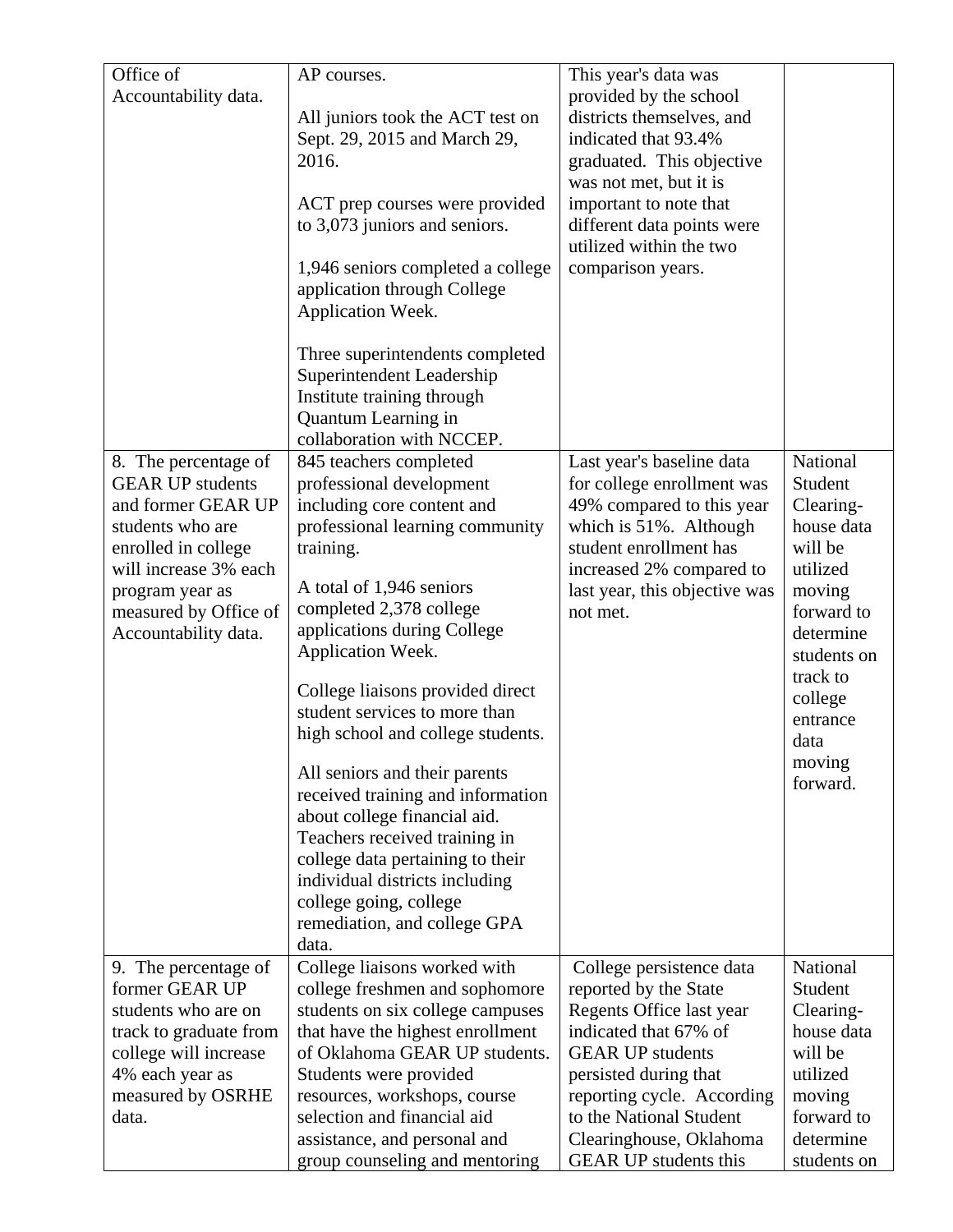| | | | |
|---|---|---|---|
| Office of Accountability data. | AP courses.<br><br>All juniors took the ACT test on Sept. 29, 2015 and March 29, 2016.<br><br>ACT prep courses were provided to 3,073 juniors and seniors.<br><br>1,946 seniors completed a college application through College Application Week.<br><br>Three superintendents completed Superintendent Leadership Institute training through Quantum Learning in collaboration with NCCEP. | This year's data was provided by the school districts themselves, and indicated that 93.4% graduated. This objective was not met, but it is important to note that different data points were utilized within the two comparison years. | |
| 8. The percentage of GEAR UP students and former GEAR UP students who are enrolled in college will increase 3% each program year as measured by Office of Accountability data. | 845 teachers completed professional development including core content and professional learning community training.<br><br>A total of 1,946 seniors completed 2,378 college applications during College Application Week.<br><br>College liaisons provided direct student services to more than high school and college students.<br><br>All seniors and their parents received training and information about college financial aid. Teachers received training in college data pertaining to their individual districts including college going, college remediation, and college GPA data. | Last year's baseline data for college enrollment was 49% compared to this year which is 51%. Although student enrollment has increased 2% compared to last year, this objective was not met. | National Student Clearing-house data will be utilized moving forward to determine students on track to college entrance data moving forward. |
| 9. The percentage of former GEAR UP students who are on track to graduate from college will increase 4% each year as measured by OSRHE data. | College liaisons worked with college freshmen and sophomore students on six college campuses that have the highest enrollment of Oklahoma GEAR UP students. Students were provided resources, workshops, course selection and financial aid assistance, and personal and group counseling and mentoring | College persistence data reported by the State Regents Office last year indicated that 67% of GEAR UP students persisted during that reporting cycle. According to the National Student Clearinghouse, Oklahoma GEAR UP students this | National Student Clearing-house data will be utilized moving forward to determine students on |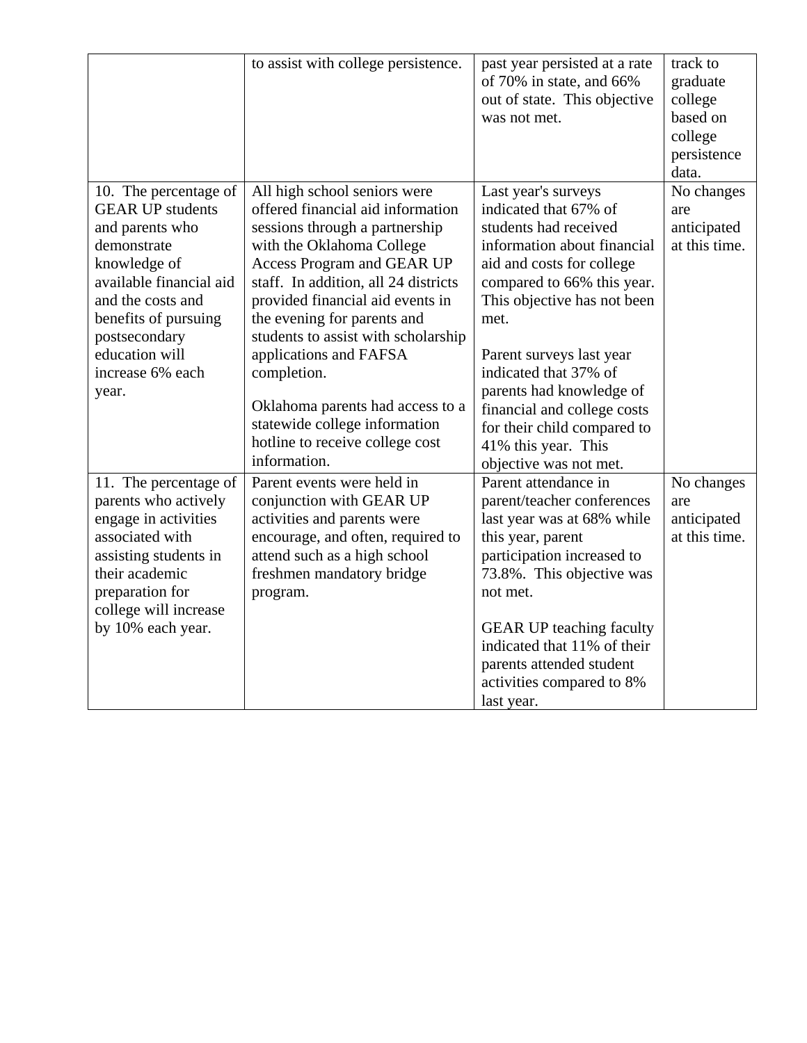| | | | |
|---|---|---|---|
| | to assist with college persistence. | past year persisted at a rate of 70% in state, and 66% out of state. This objective was not met. | track to graduate college based on college persistence data. |
| 10. The percentage of GEAR UP students and parents who demonstrate knowledge of available financial aid and the costs and benefits of pursuing postsecondary education will increase 6% each year. | All high school seniors were offered financial aid information sessions through a partnership with the Oklahoma College Access Program and GEAR UP staff. In addition, all 24 districts provided financial aid events in the evening for parents and students to assist with scholarship applications and FAFSA completion.<br><br>Oklahoma parents had access to a statewide college information hotline to receive college cost information. | Last year's surveys indicated that 67% of students had received information about financial aid and costs for college compared to 66% this year. This objective has not been met.<br><br>Parent surveys last year indicated that 37% of parents had knowledge of financial and college costs for their child compared to 41% this year. This objective was not met. | No changes are anticipated at this time. |
| 11. The percentage of parents who actively engage in activities associated with assisting students in their academic preparation for college will increase by 10% each year. | Parent events were held in conjunction with GEAR UP activities and parents were encourage, and often, required to attend such as a high school freshmen mandatory bridge program. | Parent attendance in parent/teacher conferences last year was at 68% while this year, parent participation increased to 73.8%. This objective was not met.<br><br>GEAR UP teaching faculty indicated that 11% of their parents attended student activities compared to 8% last year. | No changes are anticipated at this time. |